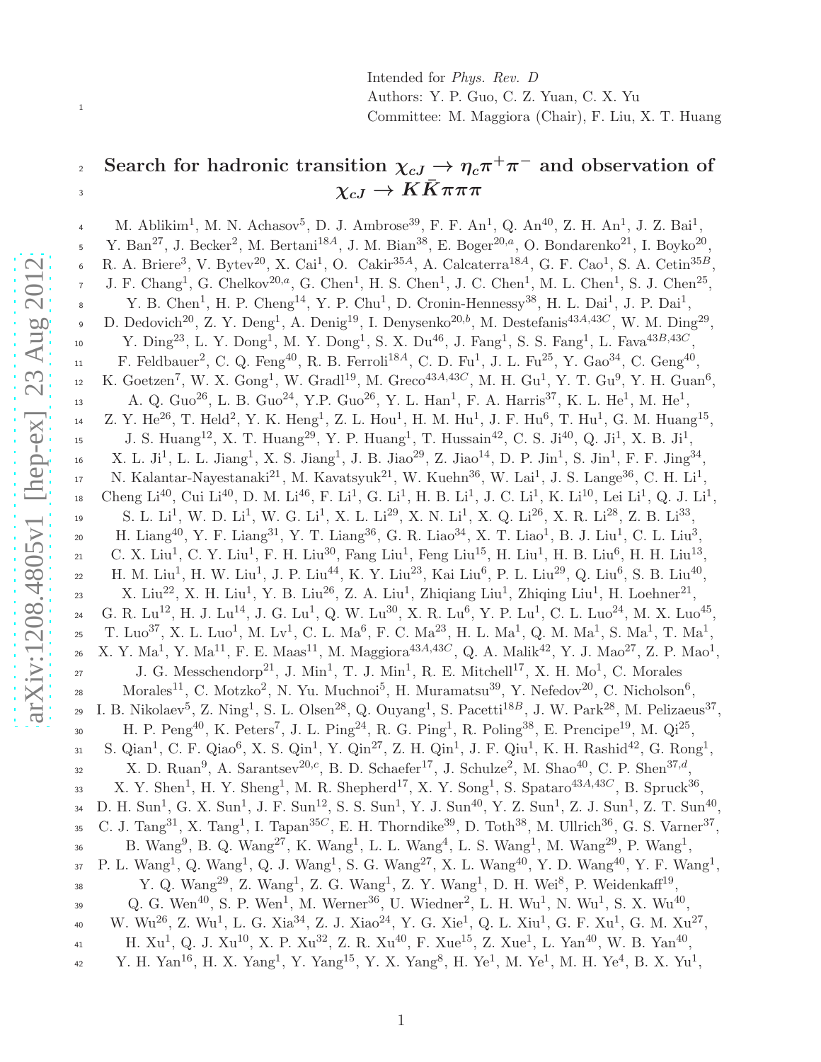Intended for *Phys. Rev. D*
Authors: Y. P. Guo, C. Z. Yuan, C. X. Yu
Committee: M. Maggiora (Chair), F. Liu, X. T. Huang

# Search for hadronic transition $\chi_{cJ} \to \eta_c \pi^+\pi^-$ and observation of $\chi_{cJ} \to K\bar{K}\pi\pi\pi$

M. Ablikim[1], M. N. Achasov[5], D. J. Ambrose[39], F. F. An[1], Q. An[40], Z. H. An[1], J. Z. Bai[1], Y. Ban[27], J. Becker[2], M. Bertani[18A], J. M. Bian[38], E. Boger[20,a], O. Bondarenko[21], I. Boyko[20], R. A. Briere[3], V. Bytev[20], X. Cai[1], O. Cakir[35A], A. Calcaterra[18A], G. F. Cao[1], S. A. Cetin[35B], J. F. Chang[1], G. Chelkov[20,a], G. Chen[1], H. S. Chen[1], J. C. Chen[1], M. L. Chen[1], S. J. Chen[25], Y. B. Chen[1], H. P. Cheng[14], Y. P. Chu[1], D. Cronin-Hennessy[38], H. L. Dai[1], J. P. Dai[1], D. Dedovich[20], Z. Y. Deng[1], A. Denig[19], I. Denysenko[20,b], M. Destefanis[43A,43C], W. M. Ding[29], Y. Ding[23], L. Y. Dong[1], M. Y. Dong[1], S. X. Du[46], J. Fang[1], S. S. Fang[1], L. Fava[43B,43C], F. Feldbauer[2], C. Q. Feng[40], R. B. Ferroli[18A], C. D. Fu[1], J. L. Fu[25], Y. Gao[34], C. Geng[40], K. Goetzen[7], W. X. Gong[1], W. Gradl[19], M. Greco[43A,43C], M. H. Gu[1], Y. T. Gu[9], Y. H. Guan[6], A. Q. Guo[26], L. B. Guo[24], Y.P. Guo[26], Y. L. Han[1], F. A. Harris[37], K. L. He[1], M. He[1], Z. Y. He[26], T. Held[2], Y. K. Heng[1], Z. L. Hou[1], H. M. Hu[1], J. F. Hu[6], T. Hu[1], G. M. Huang[15], J. S. Huang[12], X. T. Huang[29], Y. P. Huang[1], T. Hussain[42], C. S. Ji[40], Q. Ji[1], X. B. Ji[1], X. L. Ji[1], L. L. Jiang[1], X. S. Jiang[1], J. B. Jiao[29], Z. Jiao[14], D. P. Jin[1], S. Jin[1], F. F. Jing[34], N. Kalantar-Nayestanaki[21], M. Kavatsyuk[21], W. Kuehn[36], W. Lai[1], J. S. Lange[36], C. H. Li[1], Cheng Li[40], Cui Li[40], D. M. Li[46], F. Li[1], G. Li[1], H. B. Li[1], J. C. Li[1], K. Li[10], Lei Li[1], Q. J. Li[1], S. L. Li[1], W. D. Li[1], W. G. Li[1], X. L. Li[29], X. N. Li[1], X. Q. Li[26], X. R. Li[28], Z. B. Li[33], H. Liang[40], Y. F. Liang[31], Y. T. Liang[36], G. R. Liao[34], X. T. Liao[1], B. J. Liu[1], C. L. Liu[3], C. X. Liu[1], C. Y. Liu[1], F. H. Liu[30], Fang Liu[1], Feng Liu[15], H. Liu[1], H. B. Liu[6], H. H. Liu[13], H. M. Liu[1], H. W. Liu[1], J. P. Liu[44], K. Y. Liu[23], Kai Liu[6], P. L. Liu[29], Q. Liu[6], S. B. Liu[40], X. Liu[22], X. H. Liu[1], Y. B. Liu[26], Z. A. Liu[1], Zhiqiang Liu[1], Zhiqing Liu[1], H. Loehner[21], G. R. Lu[12], H. J. Lu[14], J. G. Lu[1], Q. W. Lu[30], X. R. Lu[6], Y. P. Lu[1], C. L. Luo[24], M. X. Luo[45], T. Luo[37], X. L. Luo[1], M. Lv[1], C. L. Ma[6], F. C. Ma[23], H. L. Ma[1], Q. M. Ma[1], S. Ma[1], T. Ma[1], X. Y. Ma[1], Y. Ma[11], F. E. Maas[11], M. Maggiora[43A,43C], Q. A. Malik[42], Y. J. Mao[27], Z. P. Mao[1], J. G. Messchendorp[21], J. Min[1], T. J. Min[1], R. E. Mitchell[17], X. H. Mo[1], C. Morales Morales[11], C. Motzko[2], N. Yu. Muchnoi[5], H. Muramatsu[39], Y. Nefedov[20], C. Nicholson[6], I. B. Nikolaev[5], Z. Ning[1], S. L. Olsen[28], Q. Ouyang[1], S. Pacetti[18B], J. W. Park[28], M. Pelizaeus[37], H. P. Peng[40], K. Peters[7], J. L. Ping[24], R. G. Ping[1], R. Poling[38], E. Prencipe[19], M. Qi[25], S. Qian[1], C. F. Qiao[6], X. S. Qin[1], Y. Qin[27], Z. H. Qin[1], J. F. Qiu[1], K. H. Rashid[42], G. Rong[1], X. D. Ruan[9], A. Sarantsev[20,c], B. D. Schaefer[17], J. Schulze[2], M. Shao[40], C. P. Shen[37,d], X. Y. Shen[1], H. Y. Sheng[1], M. R. Shepherd[17], X. Y. Song[1], S. Spataro[43A,43C], B. Spruck[36], D. H. Sun[1], G. X. Sun[1], J. F. Sun[12], S. S. Sun[1], Y. J. Sun[40], Y. Z. Sun[1], Z. J. Sun[1], Z. T. Sun[40], C. J. Tang[31], X. Tang[1], I. Tapan[35C], E. H. Thorndike[39], D. Toth[38], M. Ullrich[36], G. S. Varner[37], B. Wang[9], B. Q. Wang[27], K. Wang[1], L. L. Wang[4], L. S. Wang[1], M. Wang[29], P. Wang[1], P. L. Wang[1], Q. Wang[1], Q. J. Wang[1], S. G. Wang[27], X. L. Wang[40], Y. D. Wang[40], Y. F. Wang[1], Y. Q. Wang[29], Z. Wang[1], Z. G. Wang[1], Z. Y. Wang[1], D. H. Wei[8], P. Weidenkaff[19], Q. G. Wen[40], S. P. Wen[1], M. Werner[36], U. Wiedner[2], L. H. Wu[1], N. Wu[1], S. X. Wu[40], W. Wu[26], Z. Wu[1], L. G. Xia[34], Z. J. Xiao[24], Y. G. Xie[1], Q. L. Xiu[1], G. F. Xu[1], G. M. Xu[27], H. Xu[1], Q. J. Xu[10], X. P. Xu[32], Z. R. Xu[40], F. Xue[15], Z. Xue[1], L. Yan[40], W. B. Yan[40], Y. H. Yan[16], H. X. Yang[1], Y. Yang[15], Y. X. Yang[8], H. Ye[1], M. Ye[1], M. H. Ye[4], B. X. Yu[1],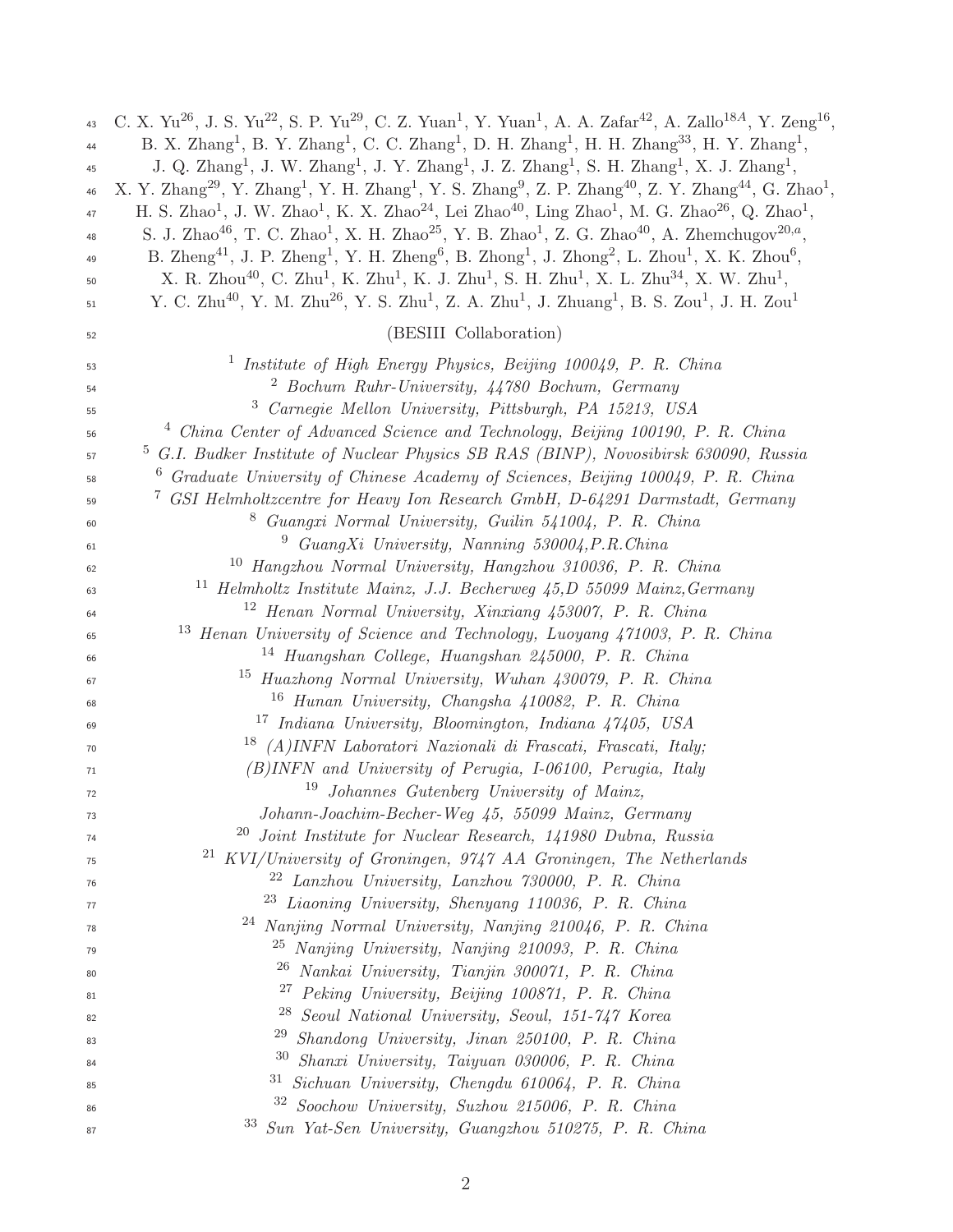C. X. Yu[26], J. S. Yu[22], S. P. Yu[29], C. Z. Yuan[1], Y. Yuan[1], A. A. Zafar[42], A. Zallo[18A], Y. Zeng[16], B. X. Zhang[1], B. Y. Zhang[1], C. C. Zhang[1], D. H. Zhang[1], H. H. Zhang[33], H. Y. Zhang[1], J. Q. Zhang[1], J. W. Zhang[1], J. Y. Zhang[1], J. Z. Zhang[1], S. H. Zhang[1], X. J. Zhang[1], X. Y. Zhang[29], Y. Zhang[1], Y. H. Zhang[1], Y. S. Zhang[9], Z. P. Zhang[40], Z. Y. Zhang[44], G. Zhao[1], H. S. Zhao[1], J. W. Zhao[1], K. X. Zhao[24], Lei Zhao[40], Ling Zhao[1], M. G. Zhao[26], Q. Zhao[1], S. J. Zhao[46], T. C. Zhao[1], X. H. Zhao[25], Y. B. Zhao[1], Z. G. Zhao[40], A. Zhemchugov[20,a], B. Zheng[41], J. P. Zheng[1], Y. H. Zheng[6], B. Zhong[1], J. Zhong[2], L. Zhou[1], X. K. Zhou[6], X. R. Zhou[40], C. Zhu[1], K. Zhu[1], K. J. Zhu[1], S. H. Zhu[1], X. L. Zhu[34], X. W. Zhu[1], Y. C. Zhu[40], Y. M. Zhu[26], Y. S. Zhu[1], Z. A. Zhu[1], J. Zhuang[1], B. S. Zou[1], J. H. Zou[1]

(BESIII Collaboration)

[1] *Institute of High Energy Physics, Beijing 100049, P. R. China*
[2] *Bochum Ruhr-University, 44780 Bochum, Germany*
[3] *Carnegie Mellon University, Pittsburgh, PA 15213, USA*
[4] *China Center of Advanced Science and Technology, Beijing 100190, P. R. China*
[5] *G.I. Budker Institute of Nuclear Physics SB RAS (BINP), Novosibirsk 630090, Russia*
[6] *Graduate University of Chinese Academy of Sciences, Beijing 100049, P. R. China*
[7] *GSI Helmholtzcentre for Heavy Ion Research GmbH, D-64291 Darmstadt, Germany*
[8] *Guangxi Normal University, Guilin 541004, P. R. China*
[9] *GuangXi University, Nanning 530004,P.R.China*
[10] *Hangzhou Normal University, Hangzhou 310036, P. R. China*
[11] *Helmholtz Institute Mainz, J.J. Becherweg 45,D 55099 Mainz,Germany*
[12] *Henan Normal University, Xinxiang 453007, P. R. China*
[13] *Henan University of Science and Technology, Luoyang 471003, P. R. China*
[14] *Huangshan College, Huangshan 245000, P. R. China*
[15] *Huazhong Normal University, Wuhan 430079, P. R. China*
[16] *Hunan University, Changsha 410082, P. R. China*
[17] *Indiana University, Bloomington, Indiana 47405, USA*
[18] *(A)INFN Laboratori Nazionali di Frascati, Frascati, Italy; (B)INFN and University of Perugia, I-06100, Perugia, Italy*
[19] *Johannes Gutenberg University of Mainz, Johann-Joachim-Becher-Weg 45, 55099 Mainz, Germany*
[20] *Joint Institute for Nuclear Research, 141980 Dubna, Russia*
[21] *KVI/University of Groningen, 9747 AA Groningen, The Netherlands*
[22] *Lanzhou University, Lanzhou 730000, P. R. China*
[23] *Liaoning University, Shenyang 110036, P. R. China*
[24] *Nanjing Normal University, Nanjing 210046, P. R. China*
[25] *Nanjing University, Nanjing 210093, P. R. China*
[26] *Nankai University, Tianjin 300071, P. R. China*
[27] *Peking University, Beijing 100871, P. R. China*
[28] *Seoul National University, Seoul, 151-747 Korea*
[29] *Shandong University, Jinan 250100, P. R. China*
[30] *Shanxi University, Taiyuan 030006, P. R. China*
[31] *Sichuan University, Chengdu 610064, P. R. China*
[32] *Soochow University, Suzhou 215006, P. R. China*
[33] *Sun Yat-Sen University, Guangzhou 510275, P. R. China*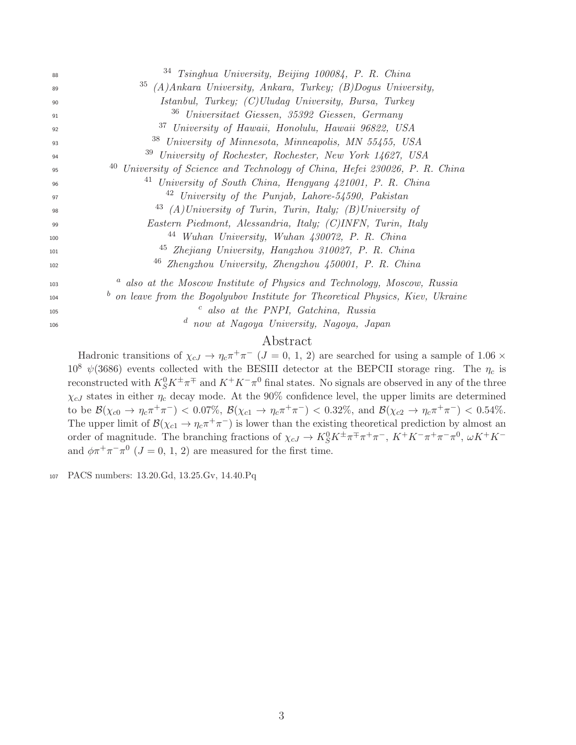[34] *Tsinghua University, Beijing 100084, P. R. China*
[35] *(A)Ankara University, Ankara, Turkey; (B)Dogus University, Istanbul, Turkey; (C)Uludag University, Bursa, Turkey*
[36] *Universitaet Giessen, 35392 Giessen, Germany*
[37] *University of Hawaii, Honolulu, Hawaii 96822, USA*
[38] *University of Minnesota, Minneapolis, MN 55455, USA*
[39] *University of Rochester, Rochester, New York 14627, USA*
[40] *University of Science and Technology of China, Hefei 230026, P. R. China*
[41] *University of South China, Hengyang 421001, P. R. China*
[42] *University of the Punjab, Lahore-54590, Pakistan*
[43] *(A)University of Turin, Turin, Italy; (B)University of Eastern Piedmont, Alessandria, Italy; (C)INFN, Turin, Italy*
[44] *Wuhan University, Wuhan 430072, P. R. China*
[45] *Zhejiang University, Hangzhou 310027, P. R. China*
[46] *Zhengzhou University, Zhengzhou 450001, P. R. China*

[a] *also at the Moscow Institute of Physics and Technology, Moscow, Russia*
[b] *on leave from the Bogolyubov Institute for Theoretical Physics, Kiev, Ukraine*
[c] *also at the PNPI, Gatchina, Russia*
[d] *now at Nagoya University, Nagoya, Japan*

## Abstract

Hadronic transitions of $\chi_{cJ} \to \eta_c \pi^+\pi^-$ ($J = 0$, 1, 2) are searched for using a sample of $1.06 \times 10^8$ $\psi(3686)$ events collected with the BESIII detector at the BEPCII storage ring. The $\eta_c$ is reconstructed with $K_S^0 K^\pm \pi^\mp$ and $K^+K^-\pi^0$ final states. No signals are observed in any of the three $\chi_{cJ}$ states in either $\eta_c$ decay mode. At the 90% confidence level, the upper limits are determined to be $\mathcal{B}(\chi_{c0} \to \eta_c \pi^+\pi^-) < 0.07\%$, $\mathcal{B}(\chi_{c1} \to \eta_c \pi^+\pi^-) < 0.32\%$, and $\mathcal{B}(\chi_{c2} \to \eta_c \pi^+\pi^-) < 0.54\%$. The upper limit of $\mathcal{B}(\chi_{c1} \to \eta_c \pi^+\pi^-)$ is lower than the existing theoretical prediction by almost an order of magnitude. The branching fractions of $\chi_{cJ} \to K_S^0 K^\pm \pi^\mp \pi^+\pi^-$, $K^+K^-\pi^+\pi^-\pi^0$, $\omega K^+K^-$ and $\phi\pi^+\pi^-\pi^0$ ($J = 0$, 1, 2) are measured for the first time.

PACS numbers: 13.20.Gd, 13.25.Gv, 14.40.Pq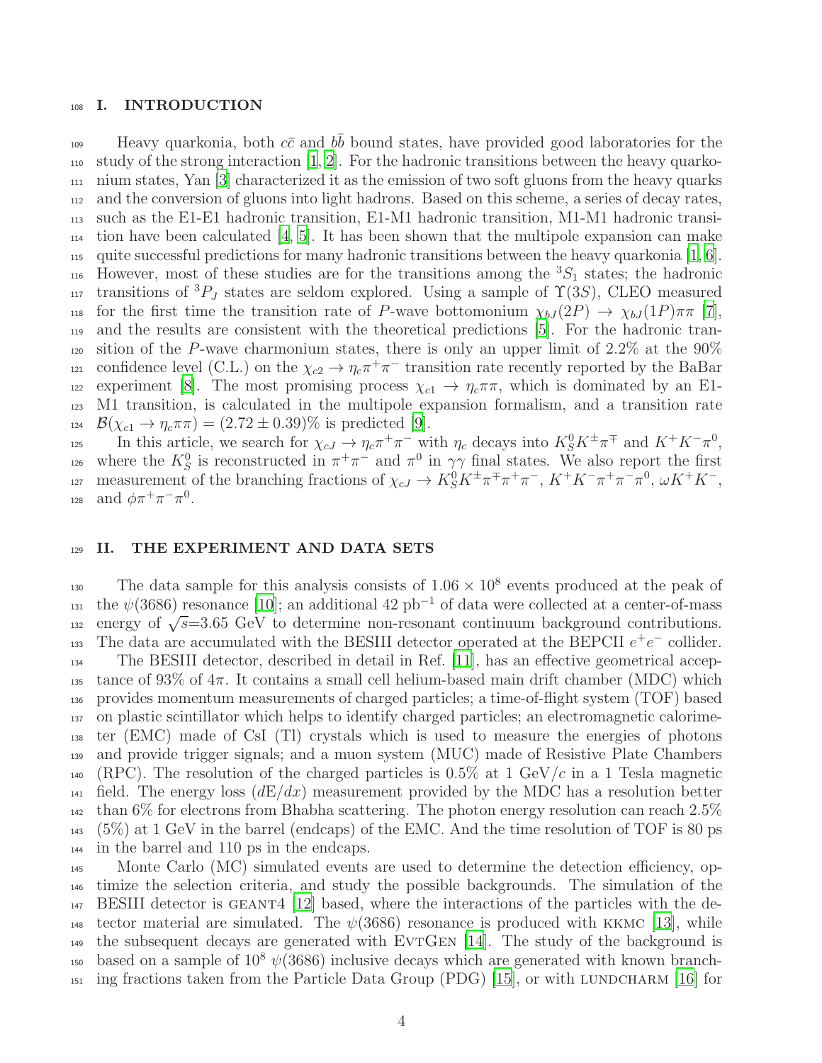# I. INTRODUCTION

Heavy quarkonia, both $c\bar{c}$ and $b\bar{b}$ bound states, have provided good laboratories for the study of the strong interaction [1, 2]. For the hadronic transitions between the heavy quarkonium states, Yan [3] characterized it as the emission of two soft gluons from the heavy quarks and the conversion of gluons into light hadrons. Based on this scheme, a series of decay rates, such as the E1-E1 hadronic transition, E1-M1 hadronic transition, M1-M1 hadronic transition have been calculated [4, 5]. It has been shown that the multipole expansion can make quite successful predictions for many hadronic transitions between the heavy quarkonia [1, 6]. However, most of these studies are for the transitions among the $^3S_1$ states; the hadronic transitions of $^3P_J$ states are seldom explored. Using a sample of $\Upsilon(3S)$, CLEO measured for the first time the transition rate of $P$-wave bottomonium $\chi_{bJ}(2P) \to \chi_{bJ}(1P)\pi\pi$ [7], and the results are consistent with the theoretical predictions [5]. For the hadronic transition of the $P$-wave charmonium states, there is only an upper limit of 2.2% at the 90% confidence level (C.L.) on the $\chi_{c2} \to \eta_c\pi^+\pi^-$ transition rate recently reported by the BaBar experiment [8]. The most promising process $\chi_{c1} \to \eta_c\pi\pi$, which is dominated by an E1-M1 transition, is calculated in the multipole expansion formalism, and a transition rate $\mathcal{B}(\chi_{c1} \to \eta_c\pi\pi) = (2.72 \pm 0.39)\%$ is predicted [9].

In this article, we search for $\chi_{cJ} \to \eta_c\pi^+\pi^-$ with $\eta_c$ decays into $K^0_S K^\pm\pi^\mp$ and $K^+K^-\pi^0$, where the $K^0_S$ is reconstructed in $\pi^+\pi^-$ and $\pi^0$ in $\gamma\gamma$ final states. We also report the first measurement of the branching fractions of $\chi_{cJ} \to K^0_S K^\pm\pi^\mp\pi^+\pi^-$, $K^+K^-\pi^+\pi^-\pi^0$, $\omega K^+K^-$, and $\phi\pi^+\pi^-\pi^0$.

# II. THE EXPERIMENT AND DATA SETS

The data sample for this analysis consists of $1.06 \times 10^8$ events produced at the peak of the $\psi(3686)$ resonance [10]; an additional 42 pb$^{-1}$ of data were collected at a center-of-mass energy of $\sqrt{s}$=3.65 GeV to determine non-resonant continuum background contributions. The data are accumulated with the BESIII detector operated at the BEPCII $e^+e^-$ collider.

The BESIII detector, described in detail in Ref. [11], has an effective geometrical acceptance of 93% of $4\pi$. It contains a small cell helium-based main drift chamber (MDC) which provides momentum measurements of charged particles; a time-of-flight system (TOF) based on plastic scintillator which helps to identify charged particles; an electromagnetic calorimeter (EMC) made of CsI (Tl) crystals which is used to measure the energies of photons and provide trigger signals; and a muon system (MUC) made of Resistive Plate Chambers (RPC). The resolution of the charged particles is 0.5% at 1 GeV/$c$ in a 1 Tesla magnetic field. The energy loss ($dE/dx$) measurement provided by the MDC has a resolution better than 6% for electrons from Bhabha scattering. The photon energy resolution can reach 2.5% (5%) at 1 GeV in the barrel (endcaps) of the EMC. And the time resolution of TOF is 80 ps in the barrel and 110 ps in the endcaps.

Monte Carlo (MC) simulated events are used to determine the detection efficiency, optimize the selection criteria, and study the possible backgrounds. The simulation of the BESIII detector is GEANT4 [12] based, where the interactions of the particles with the detector material are simulated. The $\psi(3686)$ resonance is produced with KKMC [13], while the subsequent decays are generated with EvtGen [14]. The study of the background is based on a sample of $10^8$ $\psi(3686)$ inclusive decays which are generated with known branching fractions taken from the Particle Data Group (PDG) [15], or with LUNDCHARM [16] for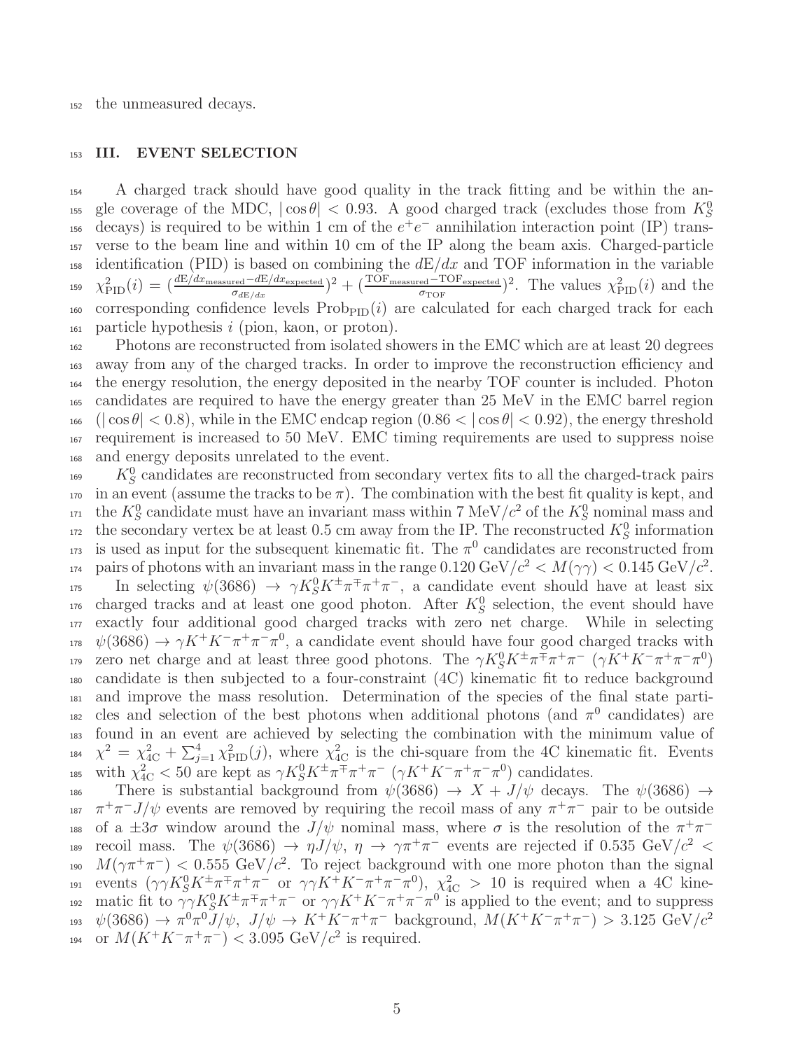the unmeasured decays.

## III. EVENT SELECTION

A charged track should have good quality in the track fitting and be within the angle coverage of the MDC, $|\cos\theta| < 0.93$. A good charged track (excludes those from $K_S^0$ decays) is required to be within 1 cm of the $e^+e^-$ annihilation interaction point (IP) transverse to the beam line and within 10 cm of the IP along the beam axis. Charged-particle identification (PID) is based on combining the $d\mathrm{E}/dx$ and TOF information in the variable $\chi^2_{\mathrm{PID}}(i) = (\frac{d\mathrm{E}/dx_{\mathrm{measured}} - d\mathrm{E}/dx_{\mathrm{expected}}}{\sigma_{d\mathrm{E}/dx}})^2 + (\frac{\mathrm{TOF}_{\mathrm{measured}} - \mathrm{TOF}_{\mathrm{expected}}}{\sigma_{\mathrm{TOF}}})^2$. The values $\chi^2_{\mathrm{PID}}(i)$ and the corresponding confidence levels $\mathrm{Prob}_{\mathrm{PID}}(i)$ are calculated for each charged track for each particle hypothesis $i$ (pion, kaon, or proton).

Photons are reconstructed from isolated showers in the EMC which are at least 20 degrees away from any of the charged tracks. In order to improve the reconstruction efficiency and the energy resolution, the energy deposited in the nearby TOF counter is included. Photon candidates are required to have the energy greater than 25 MeV in the EMC barrel region ($|\cos\theta| < 0.8$), while in the EMC endcap region ($0.86 < |\cos\theta| < 0.92$), the energy threshold requirement is increased to 50 MeV. EMC timing requirements are used to suppress noise and energy deposits unrelated to the event.

$K_S^0$ candidates are reconstructed from secondary vertex fits to all the charged-track pairs in an event (assume the tracks to be $\pi$). The combination with the best fit quality is kept, and the $K_S^0$ candidate must have an invariant mass within 7 MeV/$c^2$ of the $K_S^0$ nominal mass and the secondary vertex be at least 0.5 cm away from the IP. The reconstructed $K_S^0$ information is used as input for the subsequent kinematic fit. The $\pi^0$ candidates are reconstructed from pairs of photons with an invariant mass in the range $0.120\ \mathrm{GeV}/c^2 < M(\gamma\gamma) < 0.145\ \mathrm{GeV}/c^2$.

In selecting $\psi(3686) \to \gamma K_S^0 K^\pm\pi^\mp\pi^+\pi^-$, a candidate event should have at least six charged tracks and at least one good photon. After $K_S^0$ selection, the event should have exactly four additional good charged tracks with zero net charge. While in selecting $\psi(3686) \to \gamma K^+K^-\pi^+\pi^-\pi^0$, a candidate event should have four good charged tracks with zero net charge and at least three good photons. The $\gamma K_S^0 K^\pm\pi^\mp\pi^+\pi^-$ ($\gamma K^+K^-\pi^+\pi^-\pi^0$) candidate is then subjected to a four-constraint (4C) kinematic fit to reduce background and improve the mass resolution. Determination of the species of the final state particles and selection of the best photons when additional photons (and $\pi^0$ candidates) are found in an event are achieved by selecting the combination with the minimum value of $\chi^2 = \chi^2_{4\mathrm{C}} + \sum_{j=1}^{4}\chi^2_{\mathrm{PID}}(j)$, where $\chi^2_{4\mathrm{C}}$ is the chi-square from the 4C kinematic fit. Events with $\chi^2_{4\mathrm{C}} < 50$ are kept as $\gamma K_S^0 K^\pm\pi^\mp\pi^+\pi^-$ ($\gamma K^+K^-\pi^+\pi^-\pi^0$) candidates.

There is substantial background from $\psi(3686) \to X + J/\psi$ decays. The $\psi(3686) \to \pi^+\pi^- J/\psi$ events are removed by requiring the recoil mass of any $\pi^+\pi^-$ pair to be outside of a $\pm3\sigma$ window around the $J/\psi$ nominal mass, where $\sigma$ is the resolution of the $\pi^+\pi^-$ recoil mass. The $\psi(3686) \to \eta J/\psi$, $\eta \to \gamma\pi^+\pi^-$ events are rejected if $0.535\ \mathrm{GeV}/c^2 < M(\gamma\pi^+\pi^-) < 0.555\ \mathrm{GeV}/c^2$. To reject background with one more photon than the signal events ($\gamma\gamma K_S^0 K^\pm\pi^\mp\pi^+\pi^-$ or $\gamma\gamma K^+K^-\pi^+\pi^-\pi^0$), $\chi^2_{4\mathrm{C}} > 10$ is required when a 4C kinematic fit to $\gamma\gamma K_S^0 K^\pm\pi^\mp\pi^+\pi^-$ or $\gamma\gamma K^+K^-\pi^+\pi^-\pi^0$ is applied to the event; and to suppress $\psi(3686) \to \pi^0\pi^0 J/\psi$, $J/\psi \to K^+K^-\pi^+\pi^-$ background, $M(K^+K^-\pi^+\pi^-) > 3.125\ \mathrm{GeV}/c^2$ or $M(K^+K^-\pi^+\pi^-) < 3.095\ \mathrm{GeV}/c^2$ is required.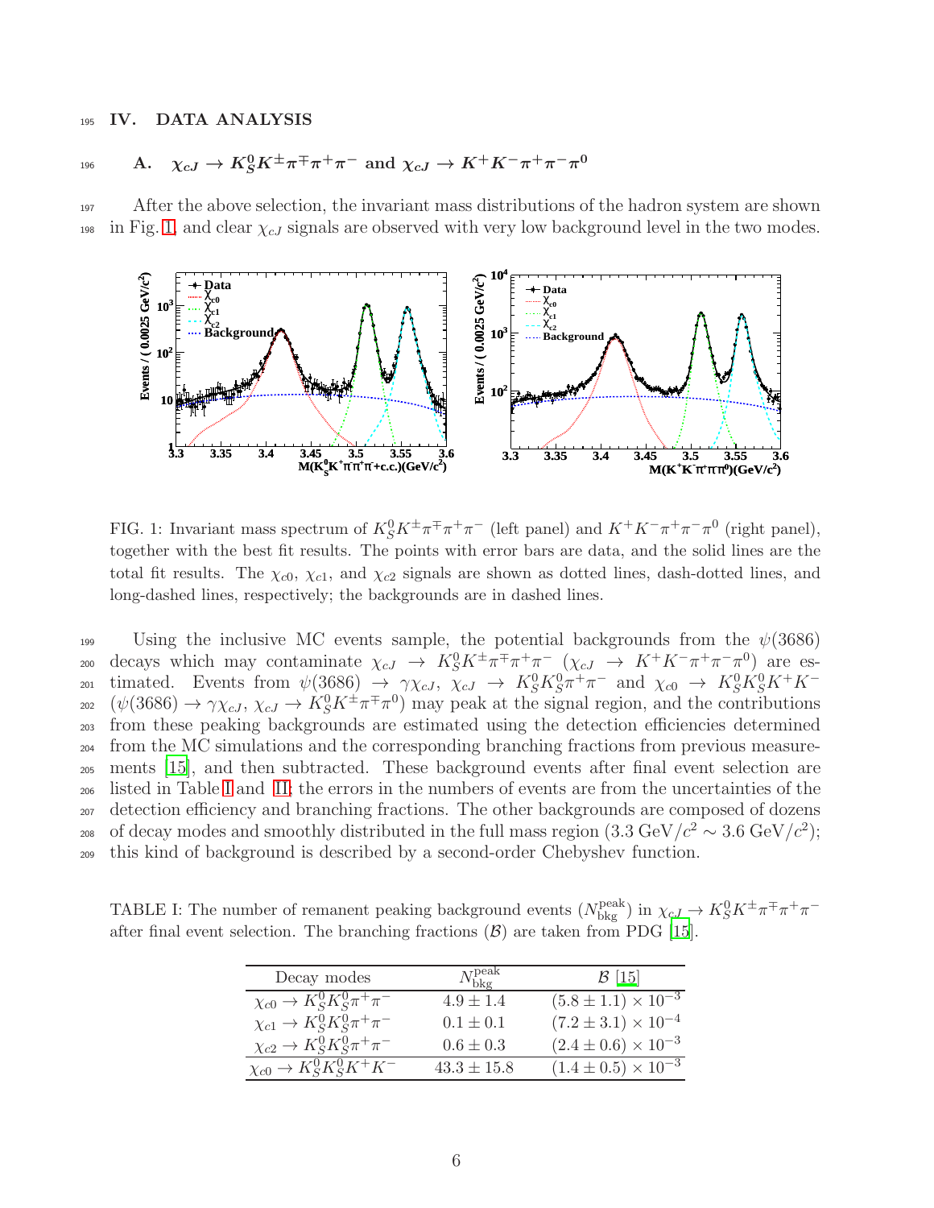## IV. DATA ANALYSIS

### A. $\chi_{cJ} \to K_S^0 K^{\pm}\pi^{\mp}\pi^+\pi^-$ and $\chi_{cJ} \to K^+K^-\pi^+\pi^-\pi^0$

After the above selection, the invariant mass distributions of the hadron system are shown in Fig. 1, and clear $\chi_{cJ}$ signals are observed with very low background level in the two modes.

FIG. 1: Invariant mass spectrum of $K_S^0 K^{\pm}\pi^{\mp}\pi^+\pi^-$ (left panel) and $K^+K^-\pi^+\pi^-\pi^0$ (right panel), together with the best fit results. The points with error bars are data, and the solid lines are the total fit results. The $\chi_{c0}$, $\chi_{c1}$, and $\chi_{c2}$ signals are shown as dotted lines, dash-dotted lines, and long-dashed lines, respectively; the backgrounds are in dashed lines.

Using the inclusive MC events sample, the potential backgrounds from the $\psi(3686)$ decays which may contaminate $\chi_{cJ} \to K_S^0 K^{\pm}\pi^{\mp}\pi^+\pi^-$ ($\chi_{cJ} \to K^+K^-\pi^+\pi^-\pi^0$) are estimated. Events from $\psi(3686) \to \gamma\chi_{cJ}$, $\chi_{cJ} \to K_S^0 K_S^0 \pi^+\pi^-$ and $\chi_{c0} \to K_S^0 K_S^0 K^+K^-$ ($\psi(3686) \to \gamma\chi_{cJ}$, $\chi_{cJ} \to K_S^0 K^{\pm}\pi^{\mp}\pi^0$) may peak at the signal region, and the contributions from these peaking backgrounds are estimated using the detection efficiencies determined from the MC simulations and the corresponding branching fractions from previous measurements [15], and then subtracted. These background events after final event selection are listed in Table I and II; the errors in the numbers of events are from the uncertainties of the detection efficiency and branching fractions. The other backgrounds are composed of dozens of decay modes and smoothly distributed in the full mass region (3.3 GeV/$c^2$ $\sim$ 3.6 GeV/$c^2$); this kind of background is described by a second-order Chebyshev function.

TABLE I: The number of remanent peaking background events ($N_{\rm bkg}^{\rm peak}$) in $\chi_{cJ} \to K_S^0 K^{\pm}\pi^{\mp}\pi^+\pi^-$ after final event selection. The branching fractions ($\mathcal{B}$) are taken from PDG [15].

| Decay modes | $N_{\rm bkg}^{\rm peak}$ | $\mathcal{B}$ [15] |
|---|---|---|
| $\chi_{c0} \to K_S^0 K_S^0 \pi^+\pi^-$ | $4.9 \pm 1.4$ | $(5.8 \pm 1.1) \times 10^{-3}$ |
| $\chi_{c1} \to K_S^0 K_S^0 \pi^+\pi^-$ | $0.1 \pm 0.1$ | $(7.2 \pm 3.1) \times 10^{-4}$ |
| $\chi_{c2} \to K_S^0 K_S^0 \pi^+\pi^-$ | $0.6 \pm 0.3$ | $(2.4 \pm 0.6) \times 10^{-3}$ |
| $\chi_{c0} \to K_S^0 K_S^0 K^+K^-$ | $43.3 \pm 15.8$ | $(1.4 \pm 0.5) \times 10^{-3}$ |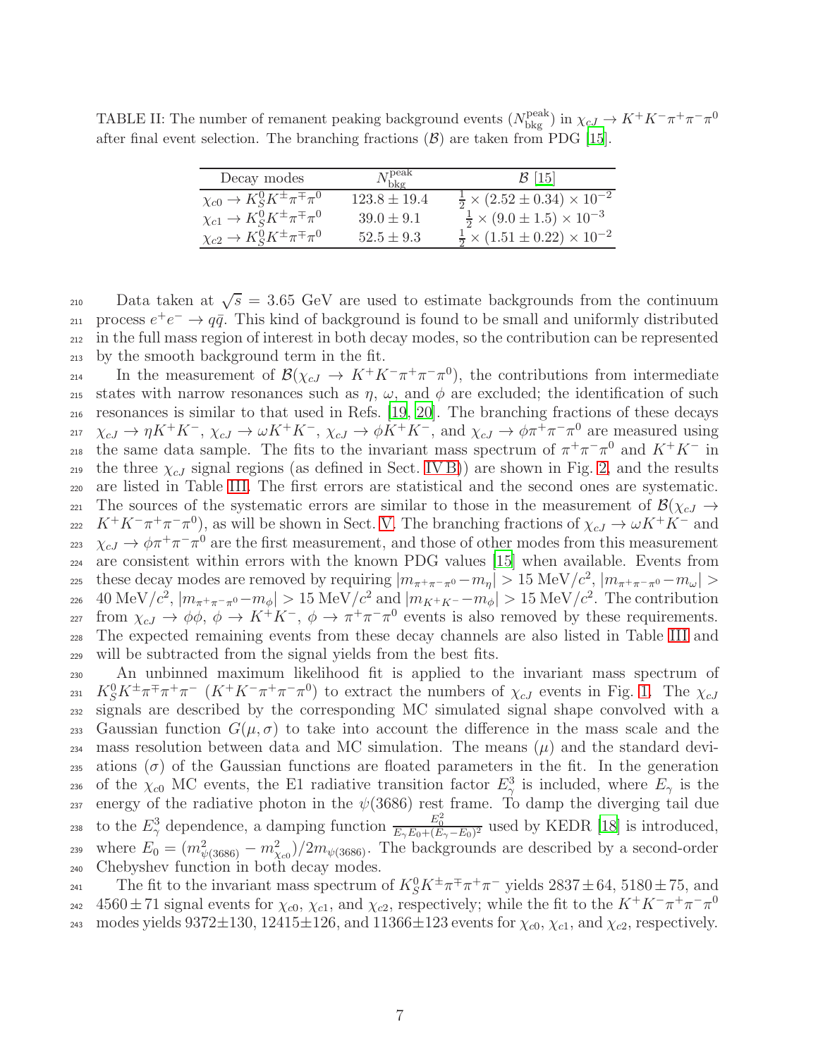TABLE II: The number of remanent peaking background events ($N_{\rm bkg}^{\rm peak}$) in $\chi_{cJ} \to K^+K^-\pi^+\pi^-\pi^0$ after final event selection. The branching fractions ($\mathcal{B}$) are taken from PDG [15].

| Decay modes | $N_{\rm bkg}^{\rm peak}$ | $\mathcal{B}$ [15] |
|---|---|---|
| $\chi_{c0} \to K_S^0 K^\pm \pi^\mp \pi^0$ | $123.8 \pm 19.4$ | $\frac{1}{2} \times (2.52 \pm 0.34) \times 10^{-2}$ |
| $\chi_{c1} \to K_S^0 K^\pm \pi^\mp \pi^0$ | $39.0 \pm 9.1$ | $\frac{1}{2} \times (9.0 \pm 1.5) \times 10^{-3}$ |
| $\chi_{c2} \to K_S^0 K^\pm \pi^\mp \pi^0$ | $52.5 \pm 9.3$ | $\frac{1}{2} \times (1.51 \pm 0.22) \times 10^{-2}$ |

Data taken at $\sqrt{s} = 3.65$ GeV are used to estimate backgrounds from the continuum process $e^+e^- \to q\bar{q}$. This kind of background is found to be small and uniformly distributed in the full mass region of interest in both decay modes, so the contribution can be represented by the smooth background term in the fit.

In the measurement of $\mathcal{B}(\chi_{cJ} \to K^+K^-\pi^+\pi^-\pi^0)$, the contributions from intermediate states with narrow resonances such as $\eta$, $\omega$, and $\phi$ are excluded; the identification of such resonances is similar to that used in Refs. [19, 20]. The branching fractions of these decays $\chi_{cJ} \to \eta K^+K^-$, $\chi_{cJ} \to \omega K^+K^-$, $\chi_{cJ} \to \phi K^+K^-$, and $\chi_{cJ} \to \phi\pi^+\pi^-\pi^0$ are measured using the same data sample. The fits to the invariant mass spectrum of $\pi^+\pi^-\pi^0$ and $K^+K^-$ in the three $\chi_{cJ}$ signal regions (as defined in Sect. IV B)) are shown in Fig. 2, and the results are listed in Table III. The first errors are statistical and the second ones are systematic. The sources of the systematic errors are similar to those in the measurement of $\mathcal{B}(\chi_{cJ} \to K^+K^-\pi^+\pi^-\pi^0)$, as will be shown in Sect. V. The branching fractions of $\chi_{cJ} \to \omega K^+K^-$ and $\chi_{cJ} \to \phi\pi^+\pi^-\pi^0$ are the first measurement, and those of other modes from this measurement are consistent within errors with the known PDG values [15] when available. Events from these decay modes are removed by requiring $|m_{\pi^+\pi^-\pi^0} - m_\eta| > 15$ MeV/$c^2$, $|m_{\pi^+\pi^-\pi^0} - m_\omega| > 40$ MeV/$c^2$, $|m_{\pi^+\pi^-\pi^0} - m_\phi| > 15$ MeV/$c^2$ and $|m_{K^+K^-} - m_\phi| > 15$ MeV/$c^2$. The contribution from $\chi_{cJ} \to \phi\phi$, $\phi \to K^+K^-$, $\phi \to \pi^+\pi^-\pi^0$ events is also removed by these requirements. The expected remaining events from these decay channels are also listed in Table III and will be subtracted from the signal yields from the best fits.

An unbinned maximum likelihood fit is applied to the invariant mass spectrum of $K_S^0 K^\pm \pi^\mp \pi^+\pi^-$ ($K^+K^-\pi^+\pi^-\pi^0$) to extract the numbers of $\chi_{cJ}$ events in Fig. 1. The $\chi_{cJ}$ signals are described by the corresponding MC simulated signal shape convolved with a Gaussian function $G(\mu, \sigma)$ to take into account the difference in the mass scale and the mass resolution between data and MC simulation. The means ($\mu$) and the standard deviations ($\sigma$) of the Gaussian functions are floated parameters in the fit. In the generation of the $\chi_{c0}$ MC events, the E1 radiative transition factor $E_\gamma^3$ is included, where $E_\gamma$ is the energy of the radiative photon in the $\psi(3686)$ rest frame. To damp the diverging tail due to the $E_\gamma^3$ dependence, a damping function $\frac{E_0^2}{E_\gamma E_0 + (E_\gamma - E_0)^2}$ used by KEDR [18] is introduced, where $E_0 = (m_{\psi(3686)}^2 - m_{\chi_{c0}}^2)/2m_{\psi(3686)}$. The backgrounds are described by a second-order Chebyshev function in both decay modes.

The fit to the invariant mass spectrum of $K_S^0 K^\pm \pi^\mp \pi^+\pi^-$ yields $2837 \pm 64$, $5180 \pm 75$, and $4560 \pm 71$ signal events for $\chi_{c0}$, $\chi_{c1}$, and $\chi_{c2}$, respectively; while the fit to the $K^+K^-\pi^+\pi^-\pi^0$ modes yields $9372 \pm 130$, $12415 \pm 126$, and $11366 \pm 123$ events for $\chi_{c0}$, $\chi_{c1}$, and $\chi_{c2}$, respectively.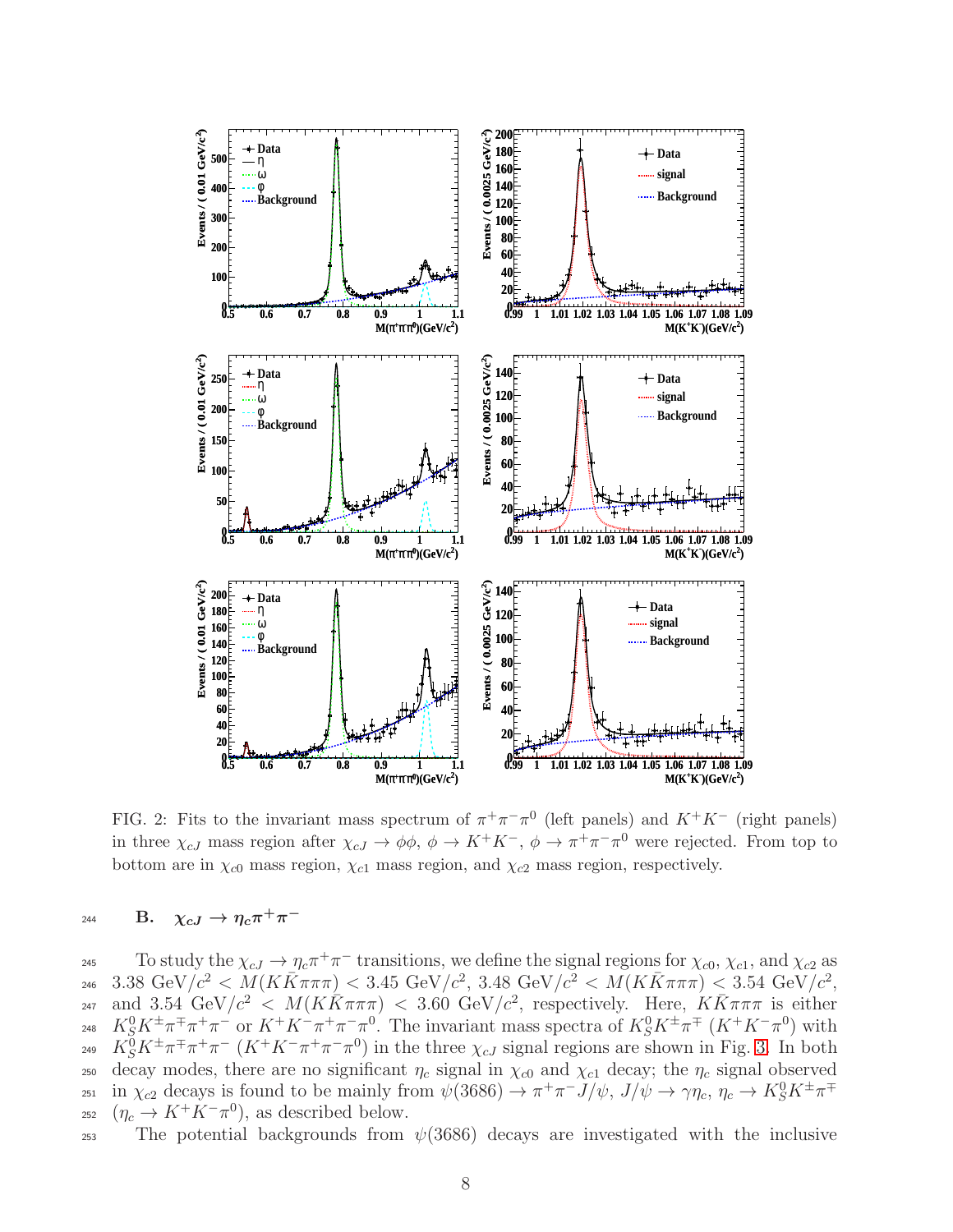FIG. 2: Fits to the invariant mass spectrum of $\pi^+\pi^-\pi^0$ (left panels) and $K^+K^-$ (right panels) in three $\chi_{cJ}$ mass region after $\chi_{cJ} \to \phi\phi$, $\phi \to K^+K^-$, $\phi \to \pi^+\pi^-\pi^0$ were rejected. From top to bottom are in $\chi_{c0}$ mass region, $\chi_{c1}$ mass region, and $\chi_{c2}$ mass region, respectively.

### B. $\chi_{cJ} \to \eta_c\pi^+\pi^-$

To study the $\chi_{cJ} \to \eta_c\pi^+\pi^-$ transitions, we define the signal regions for $\chi_{c0}$, $\chi_{c1}$, and $\chi_{c2}$ as 3.38 GeV/$c^2$ < $M(K\bar{K}\pi\pi\pi)$ < 3.45 GeV/$c^2$, 3.48 GeV/$c^2$ < $M(K\bar{K}\pi\pi\pi)$ < 3.54 GeV/$c^2$, and 3.54 GeV/$c^2$ < $M(K\bar{K}\pi\pi\pi)$ < 3.60 GeV/$c^2$, respectively. Here, $K\bar{K}\pi\pi\pi$ is either $K^0_S K^\pm\pi^\mp\pi^+\pi^-$ or $K^+K^-\pi^+\pi^-\pi^0$. The invariant mass spectra of $K^0_S K^\pm\pi^\mp$ ($K^+K^-\pi^0$) with $K^0_S K^\pm\pi^\mp\pi^+\pi^-$ ($K^+K^-\pi^+\pi^-\pi^0$) in the three $\chi_{cJ}$ signal regions are shown in Fig. 3. In both decay modes, there are no significant $\eta_c$ signal in $\chi_{c0}$ and $\chi_{c1}$ decay; the $\eta_c$ signal observed in $\chi_{c2}$ decays is found to be mainly from $\psi(3686) \to \pi^+\pi^- J/\psi$, $J/\psi \to \gamma\eta_c$, $\eta_c \to K^0_S K^\pm\pi^\mp$ ($\eta_c \to K^+K^-\pi^0$), as described below.

The potential backgrounds from $\psi(3686)$ decays are investigated with the inclusive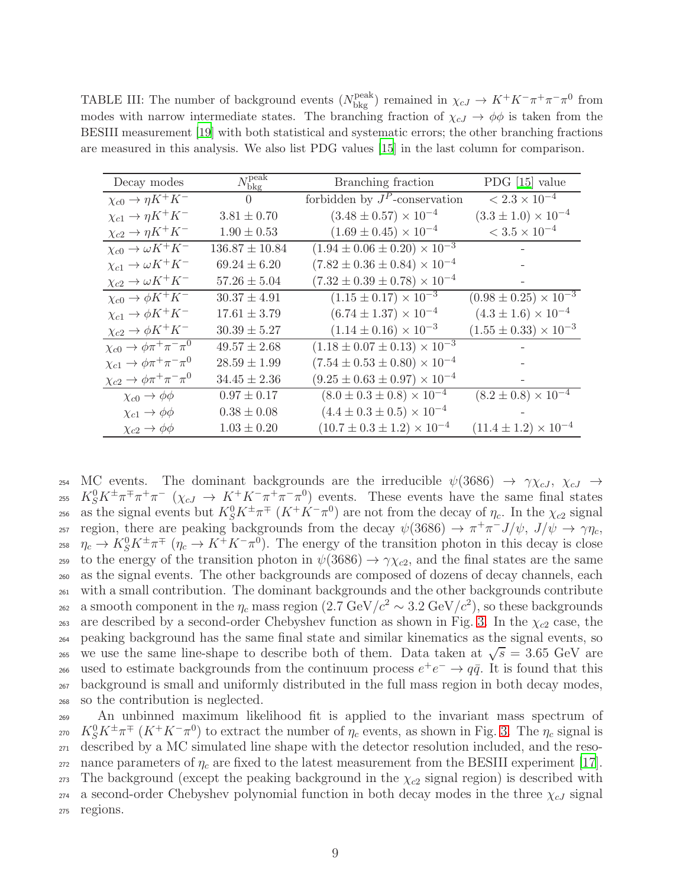TABLE III: The number of background events ($N_{\rm bkg}^{\rm peak}$) remained in $\chi_{cJ} \to K^+K^-\pi^+\pi^-\pi^0$ from modes with narrow intermediate states. The branching fraction of $\chi_{cJ} \to \phi\phi$ is taken from the BESIII measurement [19] with both statistical and systematic errors; the other branching fractions are measured in this analysis. We also list PDG values [15] in the last column for comparison.

| Decay modes | $N_{\rm bkg}^{\rm peak}$ | Branching fraction | PDG [15] value |
|---|---|---|---|
| $\chi_{c0} \to \eta K^+K^-$ | 0 | forbidden by $J^P$-conservation | $< 2.3 \times 10^{-4}$ |
| $\chi_{c1} \to \eta K^+K^-$ | $3.81 \pm 0.70$ | $(3.48 \pm 0.57) \times 10^{-4}$ | $(3.3 \pm 1.0) \times 10^{-4}$ |
| $\chi_{c2} \to \eta K^+K^-$ | $1.90 \pm 0.53$ | $(1.69 \pm 0.45) \times 10^{-4}$ | $< 3.5 \times 10^{-4}$ |
| $\chi_{c0} \to \omega K^+K^-$ | $136.87 \pm 10.84$ | $(1.94 \pm 0.06 \pm 0.20) \times 10^{-3}$ | - |
| $\chi_{c1} \to \omega K^+K^-$ | $69.24 \pm 6.20$ | $(7.82 \pm 0.36 \pm 0.84) \times 10^{-4}$ | - |
| $\chi_{c2} \to \omega K^+K^-$ | $57.26 \pm 5.04$ | $(7.32 \pm 0.39 \pm 0.78) \times 10^{-4}$ | - |
| $\chi_{c0} \to \phi K^+K^-$ | $30.37 \pm 4.91$ | $(1.15 \pm 0.17) \times 10^{-3}$ | $(0.98 \pm 0.25) \times 10^{-3}$ |
| $\chi_{c1} \to \phi K^+K^-$ | $17.61 \pm 3.79$ | $(6.74 \pm 1.37) \times 10^{-4}$ | $(4.3 \pm 1.6) \times 10^{-4}$ |
| $\chi_{c2} \to \phi K^+K^-$ | $30.39 \pm 5.27$ | $(1.14 \pm 0.16) \times 10^{-3}$ | $(1.55 \pm 0.33) \times 10^{-3}$ |
| $\chi_{c0} \to \phi\pi^+\pi^-\pi^0$ | $49.57 \pm 2.68$ | $(1.18 \pm 0.07 \pm 0.13) \times 10^{-3}$ | - |
| $\chi_{c1} \to \phi\pi^+\pi^-\pi^0$ | $28.59 \pm 1.99$ | $(7.54 \pm 0.53 \pm 0.80) \times 10^{-4}$ | - |
| $\chi_{c2} \to \phi\pi^+\pi^-\pi^0$ | $34.45 \pm 2.36$ | $(9.25 \pm 0.63 \pm 0.97) \times 10^{-4}$ | - |
| $\chi_{c0} \to \phi\phi$ | $0.97 \pm 0.17$ | $(8.0 \pm 0.3 \pm 0.8) \times 10^{-4}$ | $(8.2 \pm 0.8) \times 10^{-4}$ |
| $\chi_{c1} \to \phi\phi$ | $0.38 \pm 0.08$ | $(4.4 \pm 0.3 \pm 0.5) \times 10^{-4}$ | - |
| $\chi_{c2} \to \phi\phi$ | $1.03 \pm 0.20$ | $(10.7 \pm 0.3 \pm 1.2) \times 10^{-4}$ | $(11.4 \pm 1.2) \times 10^{-4}$ |

MC events. The dominant backgrounds are the irreducible $\psi(3686) \to \gamma\chi_{cJ}$, $\chi_{cJ} \to K_S^0 K^\pm\pi^\mp\pi^+\pi^-$ ($\chi_{cJ} \to K^+K^-\pi^+\pi^-\pi^0$) events. These events have the same final states as the signal events but $K_S^0 K^\pm\pi^\mp$ ($K^+K^-\pi^0$) are not from the decay of $\eta_c$. In the $\chi_{c2}$ signal region, there are peaking backgrounds from the decay $\psi(3686) \to \pi^+\pi^- J/\psi$, $J/\psi \to \gamma\eta_c$, $\eta_c \to K_S^0 K^\pm\pi^\mp$ ($\eta_c \to K^+K^-\pi^0$). The energy of the transition photon in this decay is close to the energy of the transition photon in $\psi(3686) \to \gamma\chi_{c2}$, and the final states are the same as the signal events. The other backgrounds are composed of dozens of decay channels, each with a small contribution. The dominant backgrounds and the other backgrounds contribute a smooth component in the $\eta_c$ mass region ($2.7$ GeV/$c^2 \sim 3.2$ GeV/$c^2$), so these backgrounds are described by a second-order Chebyshev function as shown in Fig. 3. In the $\chi_{c2}$ case, the peaking background has the same final state and similar kinematics as the signal events, so we use the same line-shape to describe both of them. Data taken at $\sqrt{s} = 3.65$ GeV are used to estimate backgrounds from the continuum process $e^+e^- \to q\bar{q}$. It is found that this background is small and uniformly distributed in the full mass region in both decay modes, so the contribution is neglected.

An unbinned maximum likelihood fit is applied to the invariant mass spectrum of $K_S^0 K^\pm\pi^\mp$ ($K^+K^-\pi^0$) to extract the number of $\eta_c$ events, as shown in Fig. 3. The $\eta_c$ signal is described by a MC simulated line shape with the detector resolution included, and the resonance parameters of $\eta_c$ are fixed to the latest measurement from the BESIII experiment [17]. The background (except the peaking background in the $\chi_{c2}$ signal region) is described with a second-order Chebyshev polynomial function in both decay modes in the three $\chi_{cJ}$ signal regions.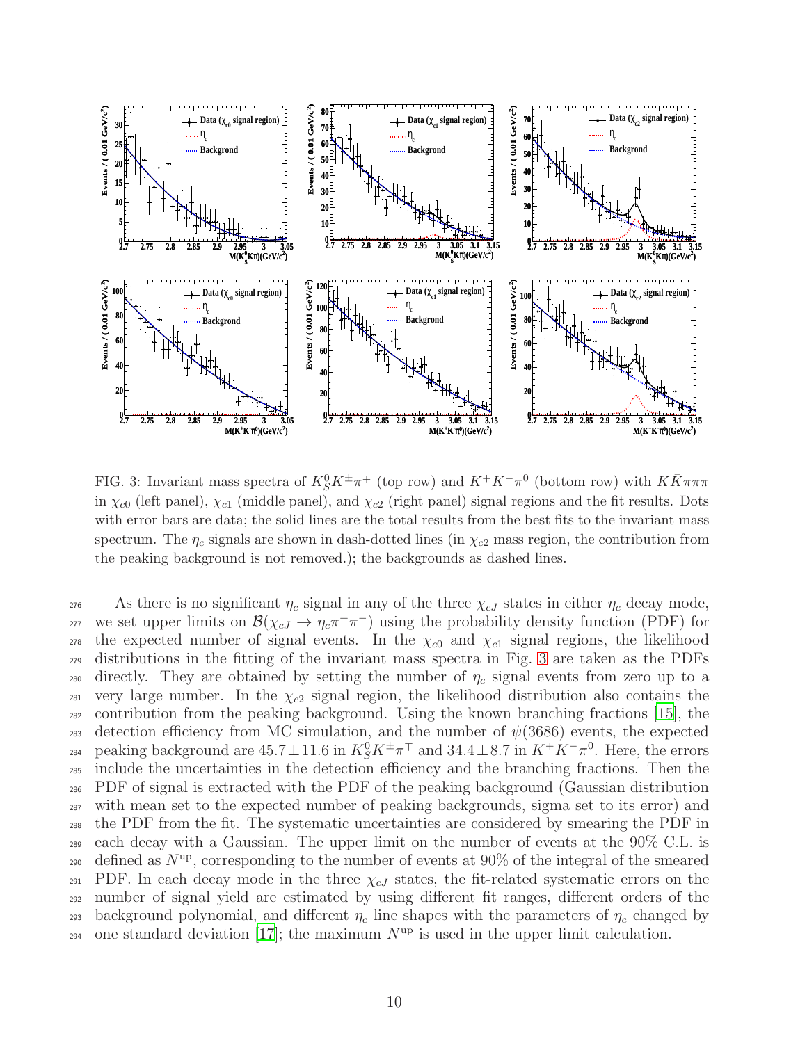FIG. 3: Invariant mass spectra of $K_S^0K^{\pm}\pi^{\mp}$ (top row) and $K^+K^-\pi^0$ (bottom row) with $K\bar{K}\pi\pi\pi$ in $\chi_{c0}$ (left panel), $\chi_{c1}$ (middle panel), and $\chi_{c2}$ (right panel) signal regions and the fit results. Dots with error bars are data; the solid lines are the total results from the best fits to the invariant mass spectrum. The $\eta_c$ signals are shown in dash-dotted lines (in $\chi_{c2}$ mass region, the contribution from the peaking background is not removed.); the backgrounds as dashed lines.

As there is no significant $\eta_c$ signal in any of the three $\chi_{cJ}$ states in either $\eta_c$ decay mode, we set upper limits on $\mathcal{B}(\chi_{cJ} \to \eta_c\pi^+\pi^-)$ using the probability density function (PDF) for the expected number of signal events. In the $\chi_{c0}$ and $\chi_{c1}$ signal regions, the likelihood distributions in the fitting of the invariant mass spectra in Fig. 3 are taken as the PDFs directly. They are obtained by setting the number of $\eta_c$ signal events from zero up to a very large number. In the $\chi_{c2}$ signal region, the likelihood distribution also contains the contribution from the peaking background. Using the known branching fractions [15], the detection efficiency from MC simulation, and the number of $\psi(3686)$ events, the expected peaking background are $45.7 \pm 11.6$ in $K_S^0K^{\pm}\pi^{\mp}$ and $34.4 \pm 8.7$ in $K^+K^-\pi^0$. Here, the errors include the uncertainties in the detection efficiency and the branching fractions. Then the PDF of signal is extracted with the PDF of the peaking background (Gaussian distribution with mean set to the expected number of peaking backgrounds, sigma set to its error) and the PDF from the fit. The systematic uncertainties are considered by smearing the PDF in each decay with a Gaussian. The upper limit on the number of events at the 90% C.L. is defined as $N^{\text{up}}$, corresponding to the number of events at 90% of the integral of the smeared PDF. In each decay mode in the three $\chi_{cJ}$ states, the fit-related systematic errors on the number of signal yield are estimated by using different fit ranges, different orders of the background polynomial, and different $\eta_c$ line shapes with the parameters of $\eta_c$ changed by one standard deviation [17]; the maximum $N^{\text{up}}$ is used in the upper limit calculation.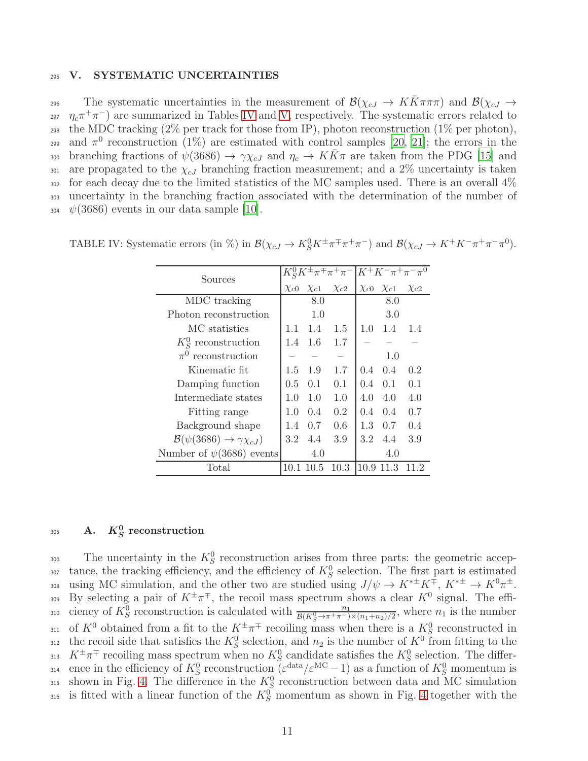## V. SYSTEMATIC UNCERTAINTIES

The systematic uncertainties in the measurement of $\mathcal{B}(\chi_{cJ} \to K\bar{K}\pi\pi\pi)$ and $\mathcal{B}(\chi_{cJ} \to \eta_c\pi^+\pi^-)$ are summarized in Tables IV and V, respectively. The systematic errors related to the MDC tracking (2% per track for those from IP), photon reconstruction (1% per photon), and $\pi^0$ reconstruction (1%) are estimated with control samples [20, 21]; the errors in the branching fractions of $\psi(3686) \to \gamma\chi_{cJ}$ and $\eta_c \to K\bar{K}\pi$ are taken from the PDG [15] and are propagated to the $\chi_{cJ}$ branching fraction measurement; and a 2% uncertainty is taken for each decay due to the limited statistics of the MC samples used. There is an overall 4% uncertainty in the branching fraction associated with the determination of the number of $\psi(3686)$ events in our data sample [10].

TABLE IV: Systematic errors (in %) in $\mathcal{B}(\chi_{cJ} \to K_S^0 K^\pm\pi^\mp\pi^+\pi^-)$ and $\mathcal{B}(\chi_{cJ} \to K^+K^-\pi^+\pi^-\pi^0)$.

| Sources | $K_S^0K^\pm\pi^\mp\pi^+\pi^-$ | | | $K^+K^-\pi^+\pi^-\pi^0$ | | |
|---|---|---|---|---|---|---|
| | $\chi_{c0}$ | $\chi_{c1}$ | $\chi_{c2}$ | $\chi_{c0}$ | $\chi_{c1}$ | $\chi_{c2}$ |
| MDC tracking | | 8.0 | | | 8.0 | |
| Photon reconstruction | | 1.0 | | | 3.0 | |
| MC statistics | 1.1 | 1.4 | 1.5 | 1.0 | 1.4 | 1.4 |
| $K_S^0$ reconstruction | 1.4 | 1.6 | 1.7 | – | – | – |
| $\pi^0$ reconstruction | – | – | – | | 1.0 | |
| Kinematic fit | 1.5 | 1.9 | 1.7 | 0.4 | 0.4 | 0.2 |
| Damping function | 0.5 | 0.1 | 0.1 | 0.4 | 0.1 | 0.1 |
| Intermediate states | 1.0 | 1.0 | 1.0 | 4.0 | 4.0 | 4.0 |
| Fitting range | 1.0 | 0.4 | 0.2 | 0.4 | 0.4 | 0.7 |
| Background shape | 1.4 | 0.7 | 0.6 | 1.3 | 0.7 | 0.4 |
| $\mathcal{B}(\psi(3686) \to \gamma\chi_{cJ})$ | 3.2 | 4.4 | 3.9 | 3.2 | 4.4 | 3.9 |
| Number of $\psi(3686)$ events | | 4.0 | | | 4.0 | |
| Total | 10.1 | 10.5 | 10.3 | 10.9 | 11.3 | 11.2 |

### A. $K_S^0$ reconstruction

The uncertainty in the $K_S^0$ reconstruction arises from three parts: the geometric acceptance, the tracking efficiency, and the efficiency of $K_S^0$ selection. The first part is estimated using MC simulation, and the other two are studied using $J/\psi \to K^{*\pm}K^\mp$, $K^{*\pm} \to K^0\pi^\pm$. By selecting a pair of $K^\pm\pi^\mp$, the recoil mass spectrum shows a clear $K^0$ signal. The efficiency of $K_S^0$ reconstruction is calculated with $\frac{n_1}{\mathcal{B}(K_S^0\to\pi^+\pi^-)\times(n_1+n_2)/2}$, where $n_1$ is the number of $K^0$ obtained from a fit to the $K^\pm\pi^\mp$ recoiling mass when there is a $K_S^0$ reconstructed in the recoil side that satisfies the $K_S^0$ selection, and $n_2$ is the number of $K^0$ from fitting to the $K^\pm\pi^\mp$ recoiling mass spectrum when no $K_S^0$ candidate satisfies the $K_S^0$ selection. The difference in the efficiency of $K_S^0$ reconstruction ($\varepsilon^{\text{data}}/\varepsilon^{\text{MC}} - 1$) as a function of $K_S^0$ momentum is shown in Fig. 4. The difference in the $K_S^0$ reconstruction between data and MC simulation is fitted with a linear function of the $K_S^0$ momentum as shown in Fig. 4 together with the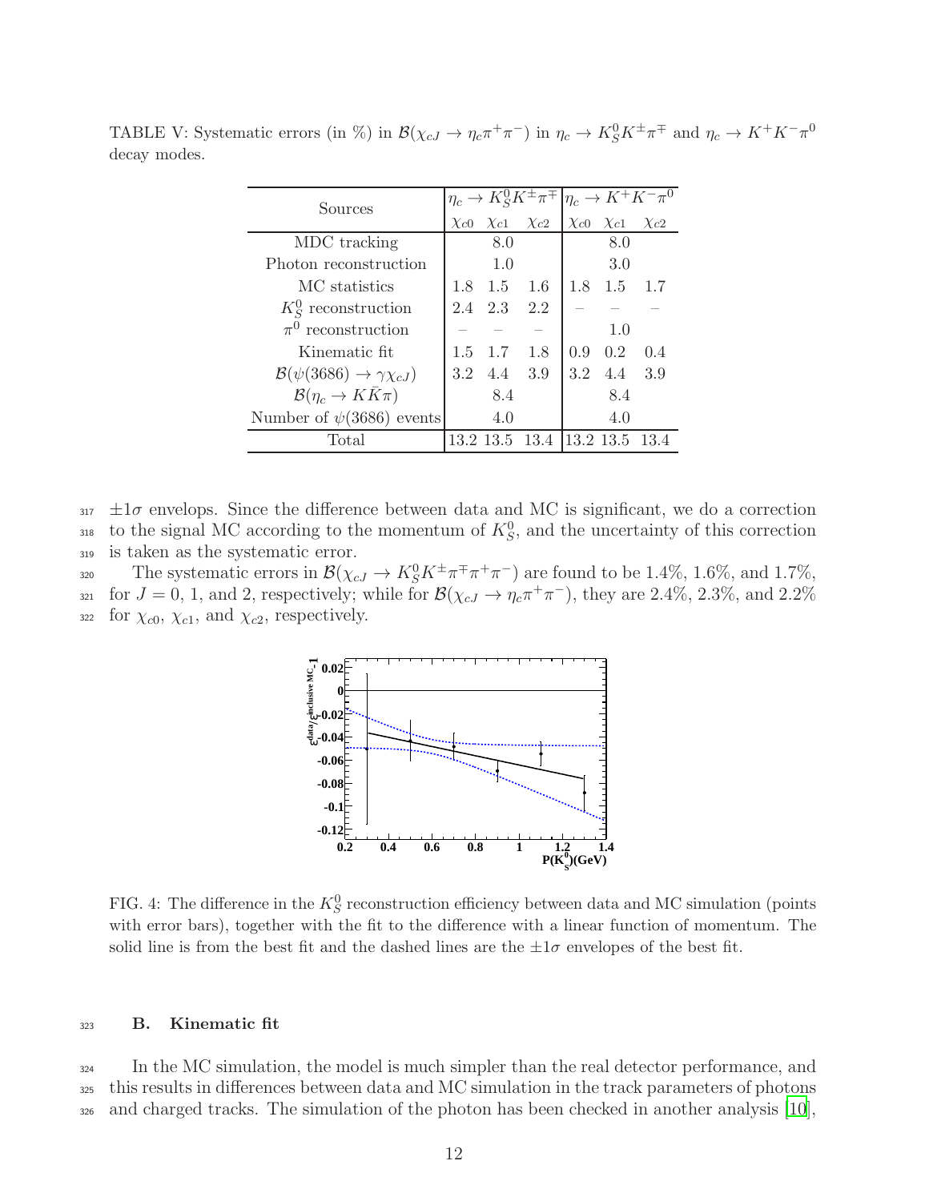TABLE V: Systematic errors (in %) in $\mathcal{B}(\chi_{cJ} \to \eta_c\pi^+\pi^-)$ in $\eta_c \to K_S^0K^\pm\pi^\mp$ and $\eta_c \to K^+K^-\pi^0$ decay modes.

| Sources | $\eta_c \to K_S^0K^\pm\pi^\mp$ | | | $\eta_c \to K^+K^-\pi^0$ | | |
|---|---|---|---|---|---|---|
| | $\chi_{c0}$ | $\chi_{c1}$ | $\chi_{c2}$ | $\chi_{c0}$ | $\chi_{c1}$ | $\chi_{c2}$ |
| MDC tracking | | 8.0 | | | 8.0 | |
| Photon reconstruction | | 1.0 | | | 3.0 | |
| MC statistics | 1.8 | 1.5 | 1.6 | 1.8 | 1.5 | 1.7 |
| $K_S^0$ reconstruction | 2.4 | 2.3 | 2.2 | – | – | – |
| $\pi^0$ reconstruction | – | – | – | | 1.0 | |
| Kinematic fit | 1.5 | 1.7 | 1.8 | 0.9 | 0.2 | 0.4 |
| $\mathcal{B}(\psi(3686) \to \gamma\chi_{cJ})$ | 3.2 | 4.4 | 3.9 | 3.2 | 4.4 | 3.9 |
| $\mathcal{B}(\eta_c \to K\bar{K}\pi)$ | | 8.4 | | | 8.4 | |
| Number of $\psi(3686)$ events | | 4.0 | | | 4.0 | |
| Total | 13.2 | 13.5 | 13.4 | 13.2 | 13.5 | 13.4 |

$\pm 1\sigma$ envelops. Since the difference between data and MC is significant, we do a correction to the signal MC according to the momentum of $K_S^0$, and the uncertainty of this correction is taken as the systematic error.

The systematic errors in $\mathcal{B}(\chi_{cJ} \to K_S^0K^\pm\pi^\mp\pi^+\pi^-)$ are found to be 1.4%, 1.6%, and 1.7%, for $J = 0$, 1, and 2, respectively; while for $\mathcal{B}(\chi_{cJ} \to \eta_c\pi^+\pi^-)$, they are 2.4%, 2.3%, and 2.2% for $\chi_{c0}$, $\chi_{c1}$, and $\chi_{c2}$, respectively.

FIG. 4: The difference in the $K_S^0$ reconstruction efficiency between data and MC simulation (points with error bars), together with the fit to the difference with a linear function of momentum. The solid line is from the best fit and the dashed lines are the $\pm 1\sigma$ envelopes of the best fit.

### B. Kinematic fit

In the MC simulation, the model is much simpler than the real detector performance, and this results in differences between data and MC simulation in the track parameters of photons and charged tracks. The simulation of the photon has been checked in another analysis [10],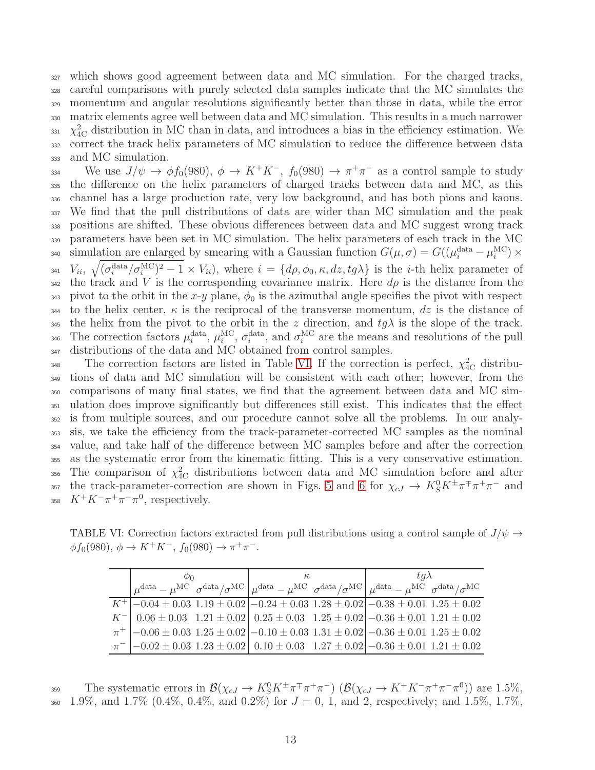which shows good agreement between data and MC simulation. For the charged tracks, careful comparisons with purely selected data samples indicate that the MC simulates the momentum and angular resolutions significantly better than those in data, while the error matrix elements agree well between data and MC simulation. This results in a much narrower $\chi^2_{4C}$ distribution in MC than in data, and introduces a bias in the efficiency estimation. We correct the track helix parameters of MC simulation to reduce the difference between data and MC simulation.

We use $J/\psi \to \phi f_0(980)$, $\phi \to K^+K^-$, $f_0(980) \to \pi^+\pi^-$ as a control sample to study the difference on the helix parameters of charged tracks between data and MC, as this channel has a large production rate, very low background, and has both pions and kaons. We find that the pull distributions of data are wider than MC simulation and the peak positions are shifted. These obvious differences between data and MC suggest wrong track parameters have been set in MC simulation. The helix parameters of each track in the MC simulation are enlarged by smearing with a Gaussian function $G(\mu, \sigma) = G((\mu_i^{\rm data} - \mu_i^{\rm MC}) \times V_{ii}, \sqrt{(\sigma_i^{\rm data}/\sigma_i^{\rm MC})^2 - 1} \times V_{ii})$, where $i = \{d\rho, \phi_0, \kappa, dz, tg\lambda\}$ is the $i$-th helix parameter of the track and $V$ is the corresponding covariance matrix. Here $d\rho$ is the distance from the pivot to the orbit in the $x$-$y$ plane, $\phi_0$ is the azimuthal angle specifies the pivot with respect to the helix center, $\kappa$ is the reciprocal of the transverse momentum, $dz$ is the distance of the helix from the pivot to the orbit in the $z$ direction, and $tg\lambda$ is the slope of the track. The correction factors $\mu_i^{\rm data}$, $\mu_i^{\rm MC}$, $\sigma_i^{\rm data}$, and $\sigma_i^{\rm MC}$ are the means and resolutions of the pull distributions of the data and MC obtained from control samples.

The correction factors are listed in Table VI. If the correction is perfect, $\chi^2_{4C}$ distributions of data and MC simulation will be consistent with each other; however, from the comparisons of many final states, we find that the agreement between data and MC simulation does improve significantly but differences still exist. This indicates that the effect is from multiple sources, and our procedure cannot solve all the problems. In our analysis, we take the efficiency from the track-parameter-corrected MC samples as the nominal value, and take half of the difference between MC samples before and after the correction as the systematic error from the kinematic fitting. This is a very conservative estimation. The comparison of $\chi^2_{4C}$ distributions between data and MC simulation before and after the track-parameter-correction are shown in Figs. 5 and 6 for $\chi_{cJ} \to K^0_S K^\pm\pi^\mp\pi^+\pi^-$ and $K^+K^-\pi^+\pi^-\pi^0$, respectively.

TABLE VI: Correction factors extracted from pull distributions using a control sample of $J/\psi \to \phi f_0(980)$, $\phi \to K^+K^-$, $f_0(980) \to \pi^+\pi^-$.

| | $\phi_0$ | | $\kappa$ | | $tg\lambda$ | |
|---|---|---|---|---|---|---|
| | $\mu^{\rm data} - \mu^{\rm MC}$ | $\sigma^{\rm data}/\sigma^{\rm MC}$ | $\mu^{\rm data} - \mu^{\rm MC}$ | $\sigma^{\rm data}/\sigma^{\rm MC}$ | $\mu^{\rm data} - \mu^{\rm MC}$ | $\sigma^{\rm data}/\sigma^{\rm MC}$ |
| $K^+$ | $-0.04 \pm 0.03$ | $1.19 \pm 0.02$ | $-0.24 \pm 0.03$ | $1.28 \pm 0.02$ | $-0.38 \pm 0.01$ | $1.25 \pm 0.02$ |
| $K^-$ | $0.06 \pm 0.03$ | $1.21 \pm 0.02$ | $0.25 \pm 0.03$ | $1.25 \pm 0.02$ | $-0.36 \pm 0.01$ | $1.21 \pm 0.02$ |
| $\pi^+$ | $-0.06 \pm 0.03$ | $1.25 \pm 0.02$ | $-0.10 \pm 0.03$ | $1.31 \pm 0.02$ | $-0.36 \pm 0.01$ | $1.25 \pm 0.02$ |
| $\pi^-$ | $-0.02 \pm 0.03$ | $1.23 \pm 0.02$ | $0.10 \pm 0.03$ | $1.27 \pm 0.02$ | $-0.36 \pm 0.01$ | $1.21 \pm 0.02$ |

The systematic errors in $\mathcal{B}(\chi_{cJ} \to K^0_S K^\pm\pi^\mp\pi^+\pi^-)$ ($\mathcal{B}(\chi_{cJ} \to K^+K^-\pi^+\pi^-\pi^0)$) are 1.5%, 1.9%, and 1.7% (0.4%, 0.4%, and 0.2%) for $J = 0$, 1, and 2, respectively; and 1.5%, 1.7%,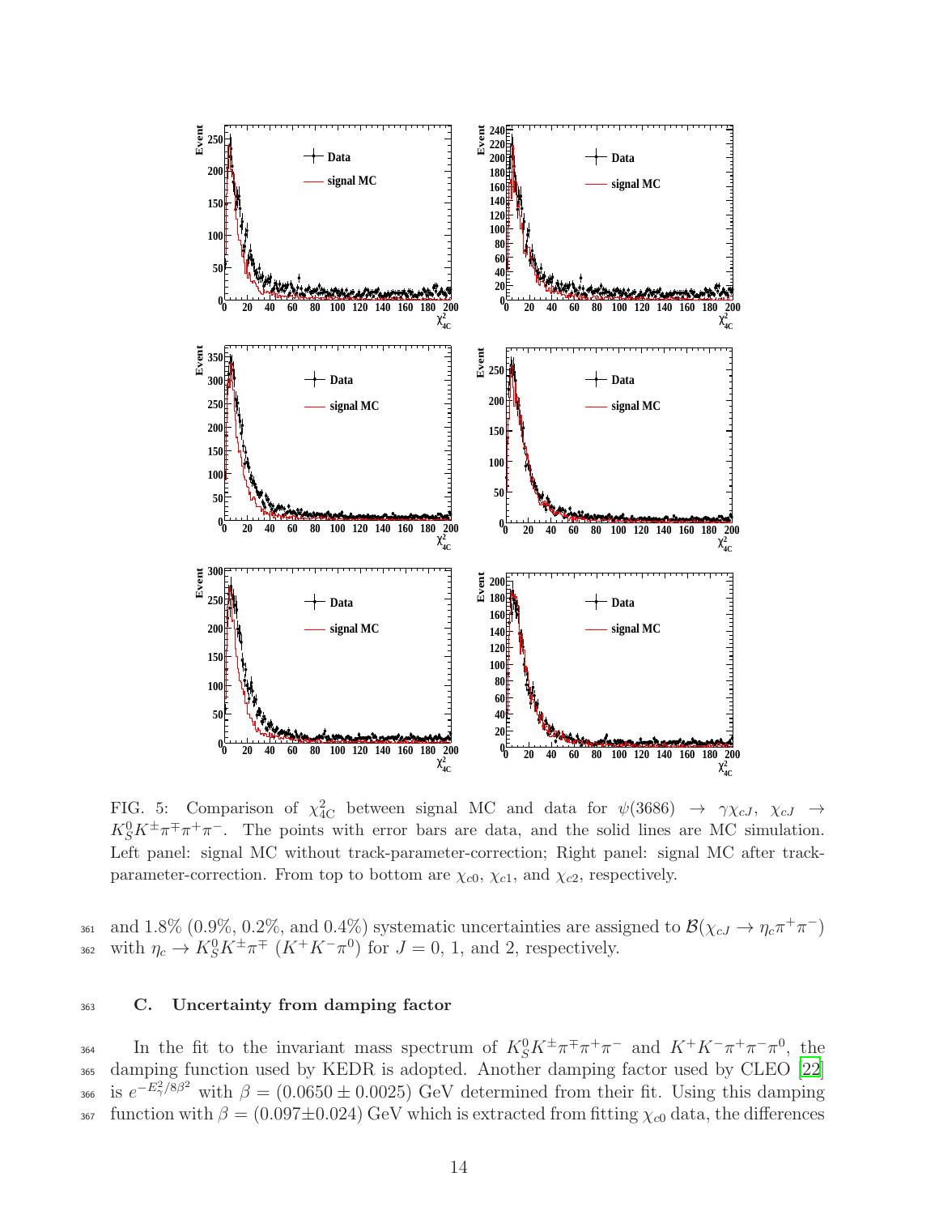FIG. 5: Comparison of $\chi^2_{4C}$ between signal MC and data for $\psi(3686) \to \gamma\chi_{cJ}$, $\chi_{cJ} \to K^0_S K^\pm\pi^\mp\pi^+\pi^-$. The points with error bars are data, and the solid lines are MC simulation. Left panel: signal MC without track-parameter-correction; Right panel: signal MC after track-parameter-correction. From top to bottom are $\chi_{c0}$, $\chi_{c1}$, and $\chi_{c2}$, respectively.

and 1.8% (0.9%, 0.2%, and 0.4%) systematic uncertainties are assigned to $\mathcal{B}(\chi_{cJ} \to \eta_c\pi^+\pi^-)$ with $\eta_c \to K^0_S K^\pm\pi^\mp$ ($K^+K^-\pi^0$) for $J = 0$, 1, and 2, respectively.

### C. Uncertainty from damping factor

In the fit to the invariant mass spectrum of $K^0_S K^\pm\pi^\mp\pi^+\pi^-$ and $K^+K^-\pi^+\pi^-\pi^0$, the damping function used by KEDR is adopted. Another damping factor used by CLEO [22] is $e^{-E_\gamma^2/8\beta^2}$ with $\beta = (0.0650 \pm 0.0025)$ GeV determined from their fit. Using this damping function with $\beta = (0.097 \pm 0.024)$ GeV which is extracted from fitting $\chi_{c0}$ data, the differences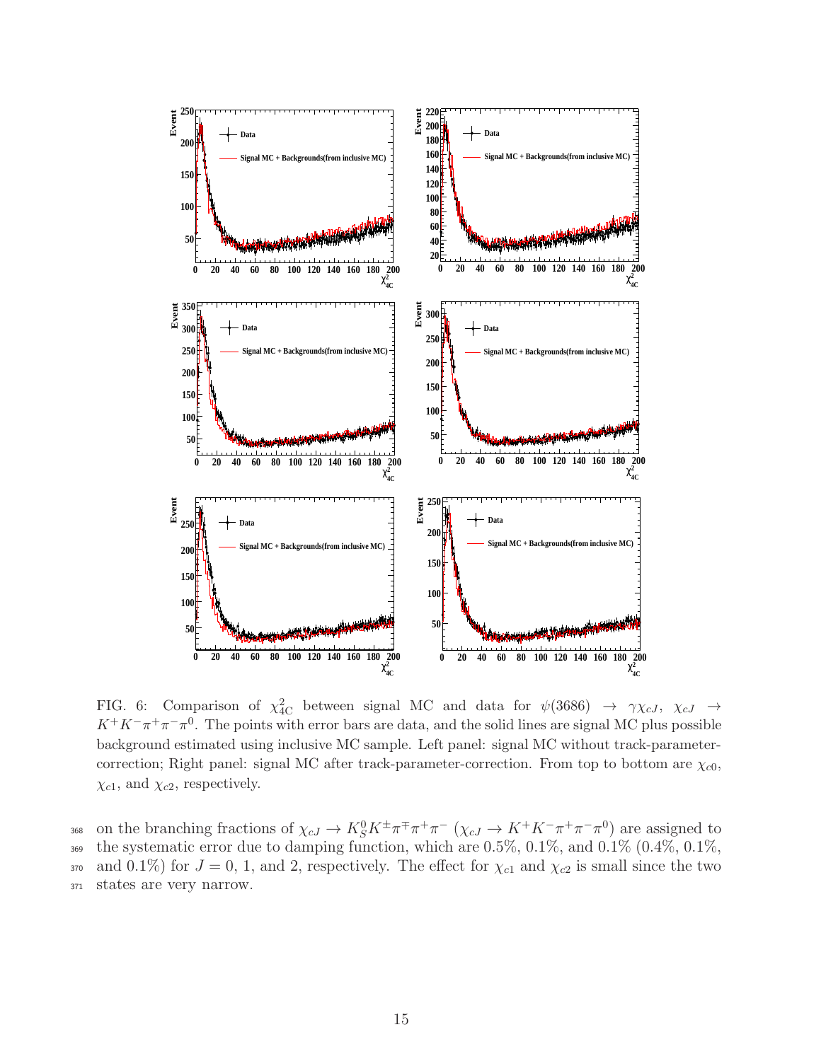FIG. 6: Comparison of $\chi^2_{4C}$ between signal MC and data for $\psi(3686) \to \gamma\chi_{cJ}$, $\chi_{cJ} \to K^+K^-\pi^+\pi^-\pi^0$. The points with error bars are data, and the solid lines are signal MC plus possible background estimated using inclusive MC sample. Left panel: signal MC without track-parameter-correction; Right panel: signal MC after track-parameter-correction. From top to bottom are $\chi_{c0}$, $\chi_{c1}$, and $\chi_{c2}$, respectively.

on the branching fractions of $\chi_{cJ} \to K^0_S K^\pm\pi^\mp\pi^+\pi^-$ ($\chi_{cJ} \to K^+K^-\pi^+\pi^-\pi^0$) are assigned to the systematic error due to damping function, which are 0.5%, 0.1%, and 0.1% (0.4%, 0.1%, and 0.1%) for $J = 0$, 1, and 2, respectively. The effect for $\chi_{c1}$ and $\chi_{c2}$ is small since the two states are very narrow.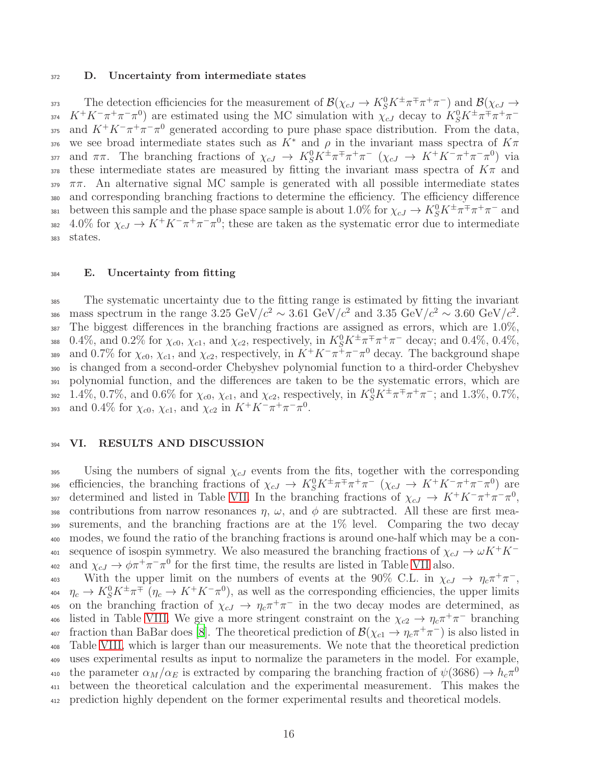### D. Uncertainty from intermediate states

The detection efficiencies for the measurement of $\mathcal{B}(\chi_{cJ} \to K_S^0 K^\pm \pi^\mp \pi^+ \pi^-)$ and $\mathcal{B}(\chi_{cJ} \to K^+ K^- \pi^+ \pi^- \pi^0)$ are estimated using the MC simulation with $\chi_{cJ}$ decay to $K_S^0 K^\pm \pi^\mp \pi^+ \pi^-$ and $K^+ K^- \pi^+ \pi^- \pi^0$ generated according to pure phase space distribution. From the data, we see broad intermediate states such as $K^*$ and $\rho$ in the invariant mass spectra of $K\pi$ and $\pi\pi$. The branching fractions of $\chi_{cJ} \to K_S^0 K^\pm \pi^\mp \pi^+ \pi^-$ ($\chi_{cJ} \to K^+ K^- \pi^+ \pi^- \pi^0$) via these intermediate states are measured by fitting the invariant mass spectra of $K\pi$ and $\pi\pi$. An alternative signal MC sample is generated with all possible intermediate states and corresponding branching fractions to determine the efficiency. The efficiency difference between this sample and the phase space sample is about 1.0% for $\chi_{cJ} \to K_S^0 K^\pm \pi^\mp \pi^+ \pi^-$ and 4.0% for $\chi_{cJ} \to K^+ K^- \pi^+ \pi^- \pi^0$; these are taken as the systematic error due to intermediate states.

### E. Uncertainty from fitting

The systematic uncertainty due to the fitting range is estimated by fitting the invariant mass spectrum in the range 3.25 GeV/$c^2$ $\sim$ 3.61 GeV/$c^2$ and 3.35 GeV/$c^2$ $\sim$ 3.60 GeV/$c^2$. The biggest differences in the branching fractions are assigned as errors, which are 1.0%, 0.4%, and 0.2% for $\chi_{c0}$, $\chi_{c1}$, and $\chi_{c2}$, respectively, in $K_S^0 K^\pm \pi^\mp \pi^+ \pi^-$ decay; and 0.4%, 0.4%, and 0.7% for $\chi_{c0}$, $\chi_{c1}$, and $\chi_{c2}$, respectively, in $K^+ K^- \pi^+ \pi^- \pi^0$ decay. The background shape is changed from a second-order Chebyshev polynomial function to a third-order Chebyshev polynomial function, and the differences are taken to be the systematic errors, which are 1.4%, 0.7%, and 0.6% for $\chi_{c0}$, $\chi_{c1}$, and $\chi_{c2}$, respectively, in $K_S^0 K^\pm \pi^\mp \pi^+ \pi^-$; and 1.3%, 0.7%, and 0.4% for $\chi_{c0}$, $\chi_{c1}$, and $\chi_{c2}$ in $K^+ K^- \pi^+ \pi^- \pi^0$.

## VI. RESULTS AND DISCUSSION

Using the numbers of signal $\chi_{cJ}$ events from the fits, together with the corresponding efficiencies, the branching fractions of $\chi_{cJ} \to K_S^0 K^\pm \pi^\mp \pi^+ \pi^-$ ($\chi_{cJ} \to K^+ K^- \pi^+ \pi^- \pi^0$) are determined and listed in Table VII. In the branching fractions of $\chi_{cJ} \to K^+ K^- \pi^+ \pi^- \pi^0$, contributions from narrow resonances $\eta$, $\omega$, and $\phi$ are subtracted. All these are first measurements, and the branching fractions are at the 1% level. Comparing the two decay modes, we found the ratio of the branching fractions is around one-half which may be a consequence of isospin symmetry. We also measured the branching fractions of $\chi_{cJ} \to \omega K^+ K^-$ and $\chi_{cJ} \to \phi \pi^+ \pi^- \pi^0$ for the first time, the results are listed in Table VII also.

With the upper limit on the numbers of events at the 90% C.L. in $\chi_{cJ} \to \eta_c \pi^+ \pi^-$, $\eta_c \to K_S^0 K^\pm \pi^\mp$ ($\eta_c \to K^+ K^- \pi^0$), as well as the corresponding efficiencies, the upper limits on the branching fraction of $\chi_{cJ} \to \eta_c \pi^+ \pi^-$ in the two decay modes are determined, as listed in Table VIII. We give a more stringent constraint on the $\chi_{c2} \to \eta_c \pi^+ \pi^-$ branching fraction than BaBar does [8]. The theoretical prediction of $\mathcal{B}(\chi_{c1} \to \eta_c \pi^+ \pi^-)$ is also listed in Table VIII, which is larger than our measurements. We note that the theoretical prediction uses experimental results as input to normalize the parameters in the model. For example, the parameter $\alpha_M/\alpha_E$ is extracted by comparing the branching fraction of $\psi(3686) \to h_c \pi^0$ between the theoretical calculation and the experimental measurement. This makes the prediction highly dependent on the former experimental results and theoretical models.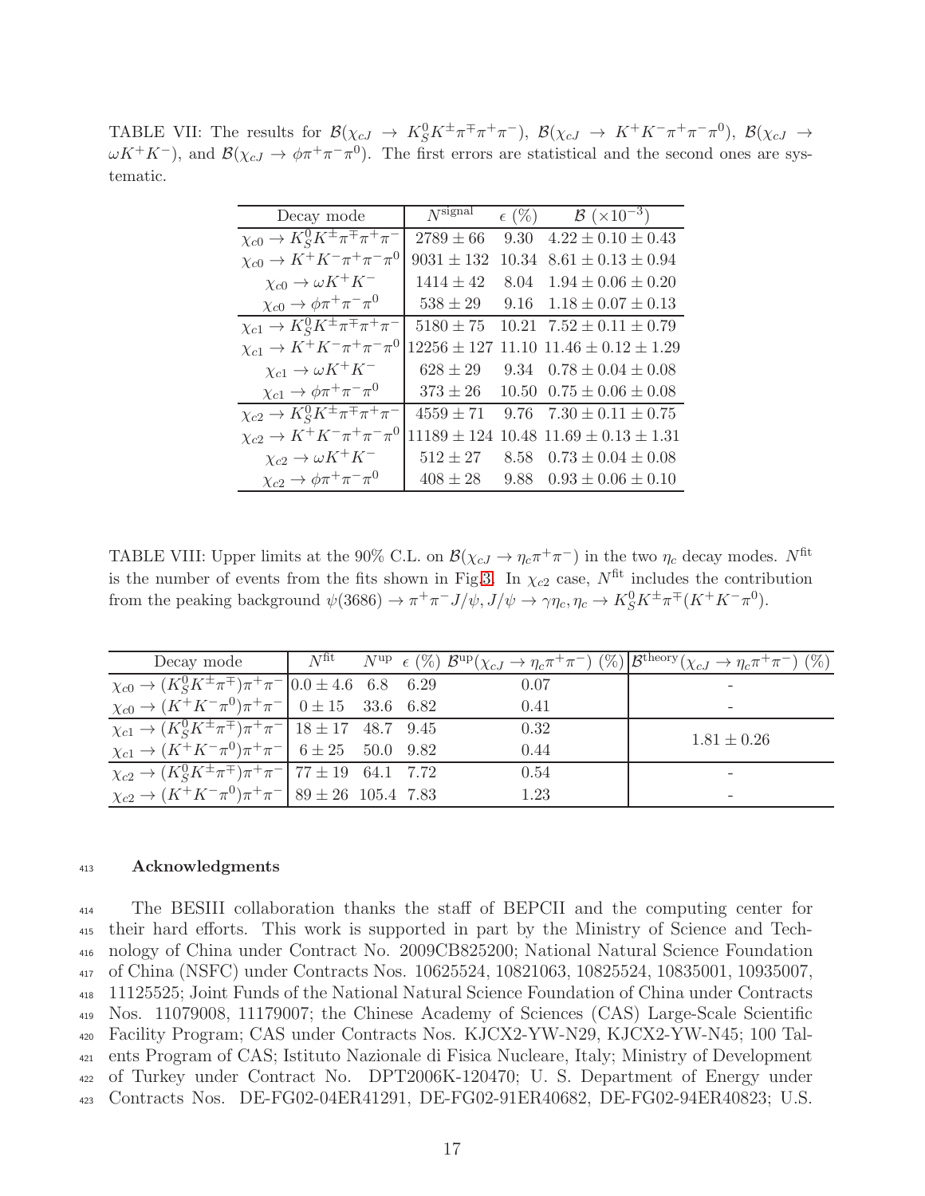TABLE VII: The results for $\mathcal{B}(\chi_{cJ} \to K_S^0 K^\pm \pi^\mp \pi^+ \pi^-)$, $\mathcal{B}(\chi_{cJ} \to K^+ K^- \pi^+ \pi^- \pi^0)$, $\mathcal{B}(\chi_{cJ} \to \omega K^+ K^-)$, and $\mathcal{B}(\chi_{cJ} \to \phi \pi^+ \pi^- \pi^0)$. The first errors are statistical and the second ones are systematic.

| Decay mode | $N^{\text{signal}}$ | $\epsilon$ (%) | $\mathcal{B}$ ($\times 10^{-3}$) |
|---|---|---|---|
| $\chi_{c0} \to K_S^0 K^\pm \pi^\mp \pi^+ \pi^-$ | $2789 \pm 66$ | 9.30 | $4.22 \pm 0.10 \pm 0.43$ |
| $\chi_{c0} \to K^+ K^- \pi^+ \pi^- \pi^0$ | $9031 \pm 132$ | 10.34 | $8.61 \pm 0.13 \pm 0.94$ |
| $\chi_{c0} \to \omega K^+ K^-$ | $1414 \pm 42$ | 8.04 | $1.94 \pm 0.06 \pm 0.20$ |
| $\chi_{c0} \to \phi \pi^+ \pi^- \pi^0$ | $538 \pm 29$ | 9.16 | $1.18 \pm 0.07 \pm 0.13$ |
| $\chi_{c1} \to K_S^0 K^\pm \pi^\mp \pi^+ \pi^-$ | $5180 \pm 75$ | 10.21 | $7.52 \pm 0.11 \pm 0.79$ |
| $\chi_{c1} \to K^+ K^- \pi^+ \pi^- \pi^0$ | $12256 \pm 127$ | 11.10 | $11.46 \pm 0.12 \pm 1.29$ |
| $\chi_{c1} \to \omega K^+ K^-$ | $628 \pm 29$ | 9.34 | $0.78 \pm 0.04 \pm 0.08$ |
| $\chi_{c1} \to \phi \pi^+ \pi^- \pi^0$ | $373 \pm 26$ | 10.50 | $0.75 \pm 0.06 \pm 0.08$ |
| $\chi_{c2} \to K_S^0 K^\pm \pi^\mp \pi^+ \pi^-$ | $4559 \pm 71$ | 9.76 | $7.30 \pm 0.11 \pm 0.75$ |
| $\chi_{c2} \to K^+ K^- \pi^+ \pi^- \pi^0$ | $11189 \pm 124$ | 10.48 | $11.69 \pm 0.13 \pm 1.31$ |
| $\chi_{c2} \to \omega K^+ K^-$ | $512 \pm 27$ | 8.58 | $0.73 \pm 0.04 \pm 0.08$ |
| $\chi_{c2} \to \phi \pi^+ \pi^- \pi^0$ | $408 \pm 28$ | 9.88 | $0.93 \pm 0.06 \pm 0.10$ |

TABLE VIII: Upper limits at the 90% C.L. on $\mathcal{B}(\chi_{cJ} \to \eta_c \pi^+ \pi^-)$ in the two $\eta_c$ decay modes. $N^{\text{fit}}$ is the number of events from the fits shown in Fig.3. In $\chi_{c2}$ case, $N^{\text{fit}}$ includes the contribution from the peaking background $\psi(3686) \to \pi^+ \pi^- J/\psi, J/\psi \to \gamma \eta_c, \eta_c \to K_S^0 K^\pm \pi^\mp (K^+ K^- \pi^0)$.

| Decay mode | $N^{\text{fit}}$ | $N^{\text{up}}$ | $\epsilon$ (%) | $\mathcal{B}^{\text{up}}(\chi_{cJ} \to \eta_c \pi^+ \pi^-)$ (%) | $\mathcal{B}^{\text{theory}}(\chi_{cJ} \to \eta_c \pi^+ \pi^-)$ (%) |
|---|---|---|---|---|---|
| $\chi_{c0} \to (K_S^0 K^\pm \pi^\mp) \pi^+ \pi^-$ | $0.0 \pm 4.6$ | 6.8 | 6.29 | 0.07 | - |
| $\chi_{c0} \to (K^+ K^- \pi^0) \pi^+ \pi^-$ | $0 \pm 15$ | 33.6 | 6.82 | 0.41 | - |
| $\chi_{c1} \to (K_S^0 K^\pm \pi^\mp) \pi^+ \pi^-$ | $18 \pm 17$ | 48.7 | 9.45 | 0.32 | $1.81 \pm 0.26$ |
| $\chi_{c1} \to (K^+ K^- \pi^0) \pi^+ \pi^-$ | $6 \pm 25$ | 50.0 | 9.82 | 0.44 | |
| $\chi_{c2} \to (K_S^0 K^\pm \pi^\mp) \pi^+ \pi^-$ | $77 \pm 19$ | 64.1 | 7.72 | 0.54 | - |
| $\chi_{c2} \to (K^+ K^- \pi^0) \pi^+ \pi^-$ | $89 \pm 26$ | 105.4 | 7.83 | 1.23 | - |

## Acknowledgments

The BESIII collaboration thanks the staff of BEPCII and the computing center for their hard efforts. This work is supported in part by the Ministry of Science and Technology of China under Contract No. 2009CB825200; National Natural Science Foundation of China (NSFC) under Contracts Nos. 10625524, 10821063, 10825524, 10835001, 10935007, 11125525; Joint Funds of the National Natural Science Foundation of China under Contracts Nos. 11079008, 11179007; the Chinese Academy of Sciences (CAS) Large-Scale Scientific Facility Program; CAS under Contracts Nos. KJCX2-YW-N29, KJCX2-YW-N45; 100 Talents Program of CAS; Istituto Nazionale di Fisica Nucleare, Italy; Ministry of Development of Turkey under Contract No. DPT2006K-120470; U. S. Department of Energy under Contracts Nos. DE-FG02-04ER41291, DE-FG02-91ER40682, DE-FG02-94ER40823; U.S.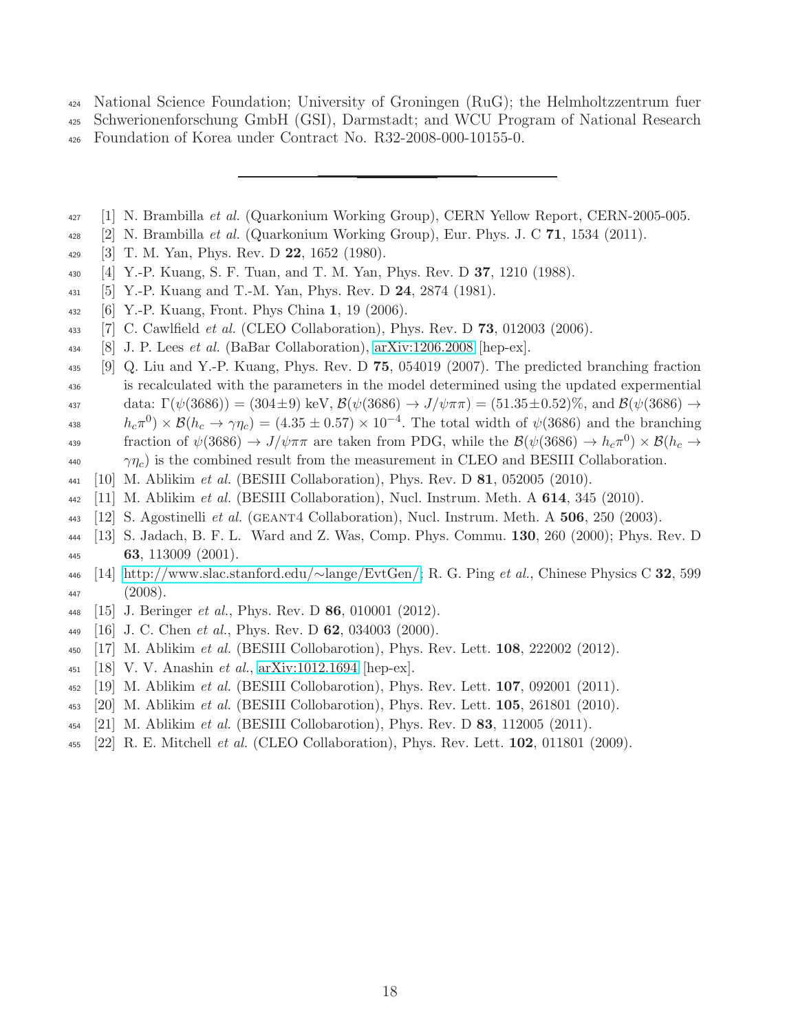National Science Foundation; University of Groningen (RuG); the Helmholtzzentrum fuer Schwerionenforschung GmbH (GSI), Darmstadt; and WCU Program of National Research Foundation of Korea under Contract No. R32-2008-000-10155-0.

---

[1] N. Brambilla *et al.* (Quarkonium Working Group), CERN Yellow Report, CERN-2005-005.

[2] N. Brambilla *et al.* (Quarkonium Working Group), Eur. Phys. J. C **71**, 1534 (2011).

[3] T. M. Yan, Phys. Rev. D **22**, 1652 (1980).

[4] Y.-P. Kuang, S. F. Tuan, and T. M. Yan, Phys. Rev. D **37**, 1210 (1988).

[5] Y.-P. Kuang and T.-M. Yan, Phys. Rev. D **24**, 2874 (1981).

[6] Y.-P. Kuang, Front. Phys China **1**, 19 (2006).

[7] C. Cawlfield *et al.* (CLEO Collaboration), Phys. Rev. D **73**, 012003 (2006).

[8] J. P. Lees *et al.* (BaBar Collaboration), arXiv:1206.2008 [hep-ex].

[9] Q. Liu and Y.-P. Kuang, Phys. Rev. D **75**, 054019 (2007). The predicted branching fraction is recalculated with the parameters in the model determined using the updated expermential data: $\Gamma(\psi(3686)) = (304 \pm 9)$ keV, $\mathcal{B}(\psi(3686) \to J/\psi\pi\pi) = (51.35 \pm 0.52)\%$, and $\mathcal{B}(\psi(3686) \to h_c\pi^0) \times \mathcal{B}(h_c \to \gamma\eta_c) = (4.35 \pm 0.57) \times 10^{-4}$. The total width of $\psi(3686)$ and the branching fraction of $\psi(3686) \to J/\psi\pi\pi$ are taken from PDG, while the $\mathcal{B}(\psi(3686) \to h_c\pi^0) \times \mathcal{B}(h_c \to \gamma\eta_c)$ is the combined result from the measurement in CLEO and BESIII Collaboration.

[10] M. Ablikim *et al.* (BESIII Collaboration), Phys. Rev. D **81**, 052005 (2010).

[11] M. Ablikim *et al.* (BESIII Collaboration), Nucl. Instrum. Meth. A **614**, 345 (2010).

[12] S. Agostinelli *et al.* (GEANT4 Collaboration), Nucl. Instrum. Meth. A **506**, 250 (2003).

[13] S. Jadach, B. F. L. Ward and Z. Was, Comp. Phys. Commu. **130**, 260 (2000); Phys. Rev. D **63**, 113009 (2001).

[14] http://www.slac.stanford.edu/∼lange/EvtGen/; R. G. Ping *et al.*, Chinese Physics C **32**, 599 (2008).

[15] J. Beringer *et al.*, Phys. Rev. D **86**, 010001 (2012).

[16] J. C. Chen *et al.*, Phys. Rev. D **62**, 034003 (2000).

[17] M. Ablikim *et al.* (BESIII Collobarotion), Phys. Rev. Lett. **108**, 222002 (2012).

[18] V. V. Anashin *et al.*, arXiv:1012.1694 [hep-ex].

[19] M. Ablikim *et al.* (BESIII Collobarotion), Phys. Rev. Lett. **107**, 092001 (2011).

[20] M. Ablikim *et al.* (BESIII Collobarotion), Phys. Rev. Lett. **105**, 261801 (2010).

[21] M. Ablikim *et al.* (BESIII Collobarotion), Phys. Rev. D **83**, 112005 (2011).

[22] R. E. Mitchell *et al.* (CLEO Collaboration), Phys. Rev. Lett. **102**, 011801 (2009).